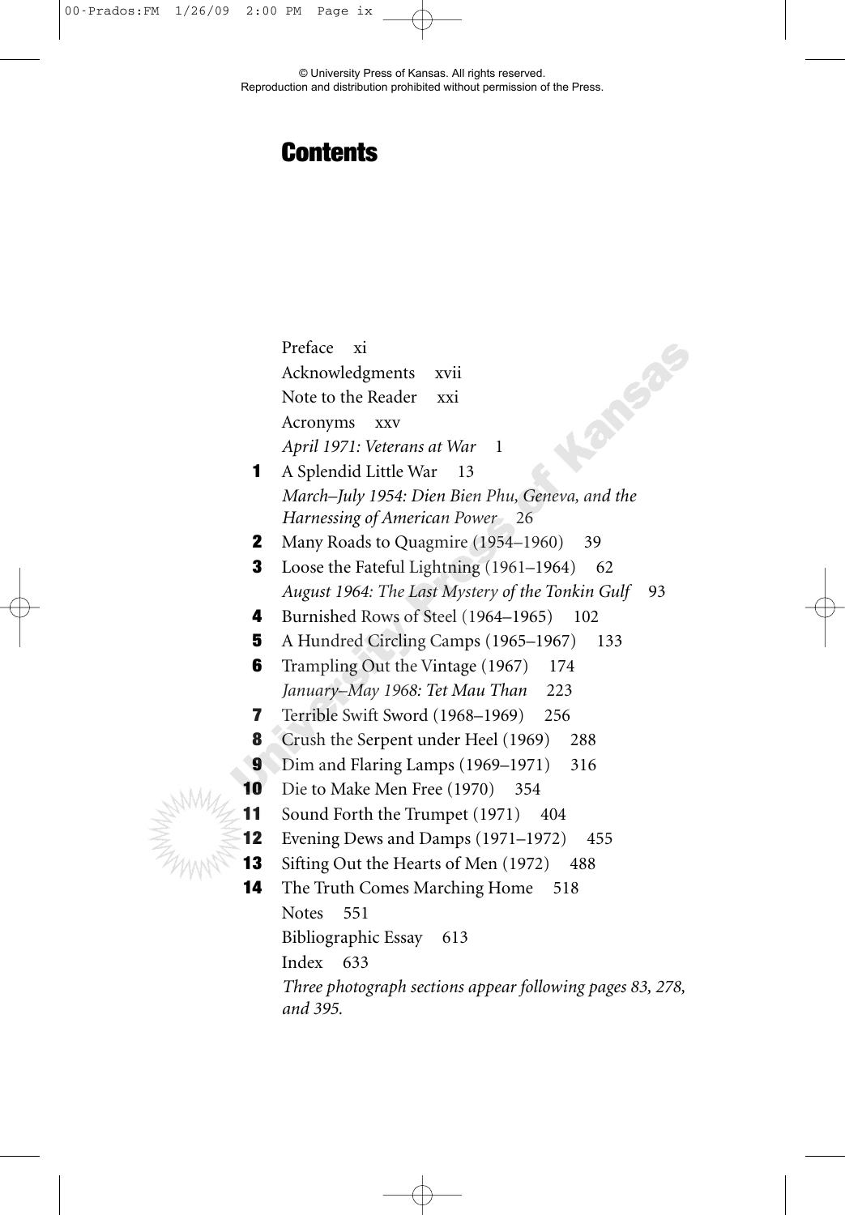© University Press of Kansas. All rights reserved.
Reproduction and distribution prohibited without permission of the Press.

# Contents

Preface xi

Acknowledgments xvii

Note to the Reader xxi

Acronyms xxv

*April 1971: Veterans at War* 1

**1** A Splendid Little War 13

*March–July 1954: Dien Bien Phu, Geneva, and the Harnessing of American Power* 26

**2** Many Roads to Quagmire (1954–1960) 39

**3** Loose the Fateful Lightning (1961–1964) 62

*August 1964: The Last Mystery of the Tonkin Gulf* 93

**4** Burnished Rows of Steel (1964–1965) 102

**5** A Hundred Circling Camps (1965–1967) 133

**6** Trampling Out the Vintage (1967) 174

*January–May 1968: Tet Mau Than* 223

**7** Terrible Swift Sword (1968–1969) 256

**8** Crush the Serpent under Heel (1969) 288

**9** Dim and Flaring Lamps (1969–1971) 316

**10** Die to Make Men Free (1970) 354

**11** Sound Forth the Trumpet (1971) 404

**12** Evening Dews and Damps (1971–1972) 455

**13** Sifting Out the Hearts of Men (1972) 488

**14** The Truth Comes Marching Home 518

Notes 551

Bibliographic Essay 613

Index 633

*Three photograph sections appear following pages 83, 278, and 395.*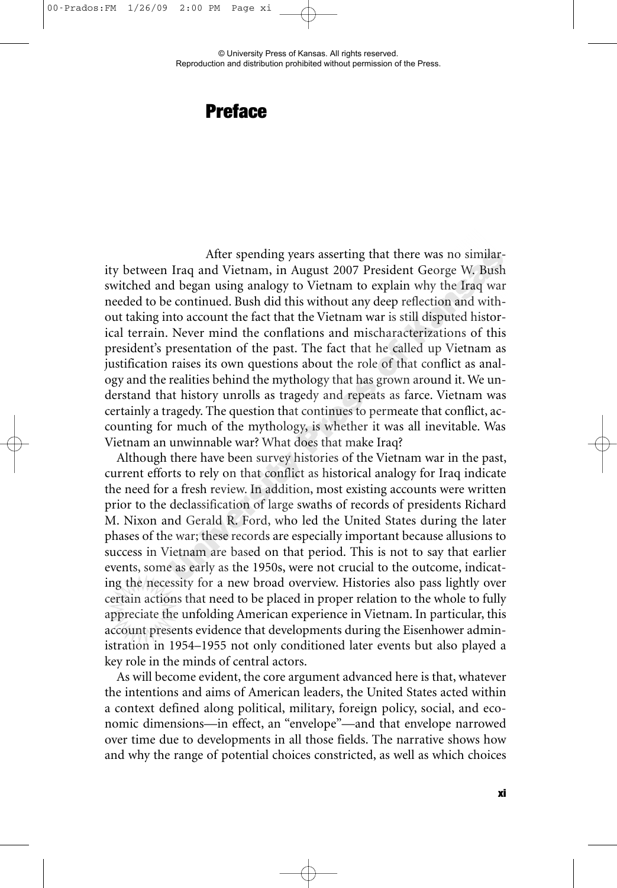# Preface

After spending years asserting that there was no similarity between Iraq and Vietnam, in August 2007 President George W. Bush switched and began using analogy to Vietnam to explain why the Iraq war needed to be continued. Bush did this without any deep reflection and without taking into account the fact that the Vietnam war is still disputed historical terrain. Never mind the conflations and mischaracterizations of this president's presentation of the past. The fact that he called up Vietnam as justification raises its own questions about the role of that conflict as analogy and the realities behind the mythology that has grown around it. We understand that history unrolls as tragedy and repeats as farce. Vietnam was certainly a tragedy. The question that continues to permeate that conflict, accounting for much of the mythology, is whether it was all inevitable. Was Vietnam an unwinnable war? What does that make Iraq?

Although there have been survey histories of the Vietnam war in the past, current efforts to rely on that conflict as historical analogy for Iraq indicate the need for a fresh review. In addition, most existing accounts were written prior to the declassification of large swaths of records of presidents Richard M. Nixon and Gerald R. Ford, who led the United States during the later phases of the war; these records are especially important because allusions to success in Vietnam are based on that period. This is not to say that earlier events, some as early as the 1950s, were not crucial to the outcome, indicating the necessity for a new broad overview. Histories also pass lightly over certain actions that need to be placed in proper relation to the whole to fully appreciate the unfolding American experience in Vietnam. In particular, this account presents evidence that developments during the Eisenhower administration in 1954–1955 not only conditioned later events but also played a key role in the minds of central actors.

As will become evident, the core argument advanced here is that, whatever the intentions and aims of American leaders, the United States acted within a context defined along political, military, foreign policy, social, and economic dimensions—in effect, an "envelope"—and that envelope narrowed over time due to developments in all those fields. The narrative shows how and why the range of potential choices constricted, as well as which choices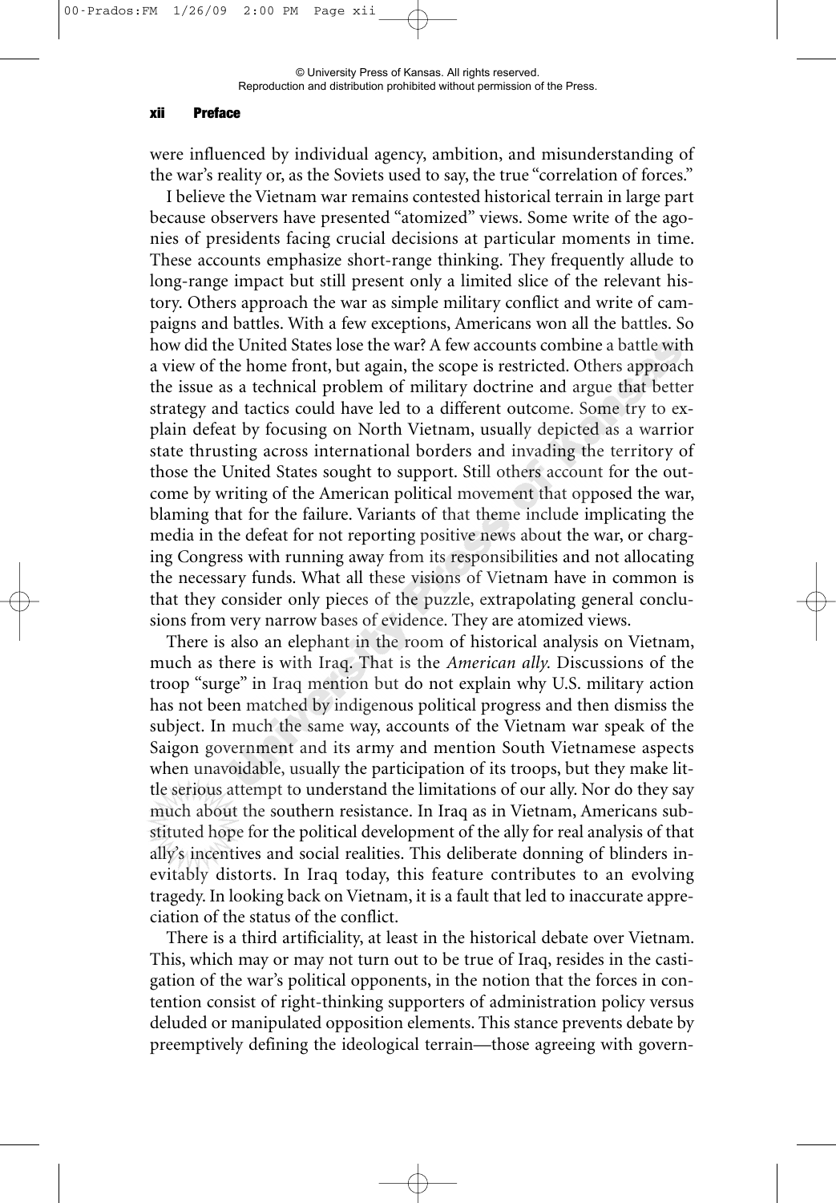were influenced by individual agency, ambition, and misunderstanding of the war's reality or, as the Soviets used to say, the true "correlation of forces."

I believe the Vietnam war remains contested historical terrain in large part because observers have presented "atomized" views. Some write of the agonies of presidents facing crucial decisions at particular moments in time. These accounts emphasize short-range thinking. They frequently allude to long-range impact but still present only a limited slice of the relevant history. Others approach the war as simple military conflict and write of campaigns and battles. With a few exceptions, Americans won all the battles. So how did the United States lose the war? A few accounts combine a battle with a view of the home front, but again, the scope is restricted. Others approach the issue as a technical problem of military doctrine and argue that better strategy and tactics could have led to a different outcome. Some try to explain defeat by focusing on North Vietnam, usually depicted as a warrior state thrusting across international borders and invading the territory of those the United States sought to support. Still others account for the outcome by writing of the American political movement that opposed the war, blaming that for the failure. Variants of that theme include implicating the media in the defeat for not reporting positive news about the war, or charging Congress with running away from its responsibilities and not allocating the necessary funds. What all these visions of Vietnam have in common is that they consider only pieces of the puzzle, extrapolating general conclusions from very narrow bases of evidence. They are atomized views.

There is also an elephant in the room of historical analysis on Vietnam, much as there is with Iraq. That is the *American ally.* Discussions of the troop "surge" in Iraq mention but do not explain why U.S. military action has not been matched by indigenous political progress and then dismiss the subject. In much the same way, accounts of the Vietnam war speak of the Saigon government and its army and mention South Vietnamese aspects when unavoidable, usually the participation of its troops, but they make little serious attempt to understand the limitations of our ally. Nor do they say much about the southern resistance. In Iraq as in Vietnam, Americans substituted hope for the political development of the ally for real analysis of that ally's incentives and social realities. This deliberate donning of blinders inevitably distorts. In Iraq today, this feature contributes to an evolving tragedy. In looking back on Vietnam, it is a fault that led to inaccurate appreciation of the status of the conflict.

There is a third artificiality, at least in the historical debate over Vietnam. This, which may or may not turn out to be true of Iraq, resides in the castigation of the war's political opponents, in the notion that the forces in contention consist of right-thinking supporters of administration policy versus deluded or manipulated opposition elements. This stance prevents debate by preemptively defining the ideological terrain—those agreeing with govern-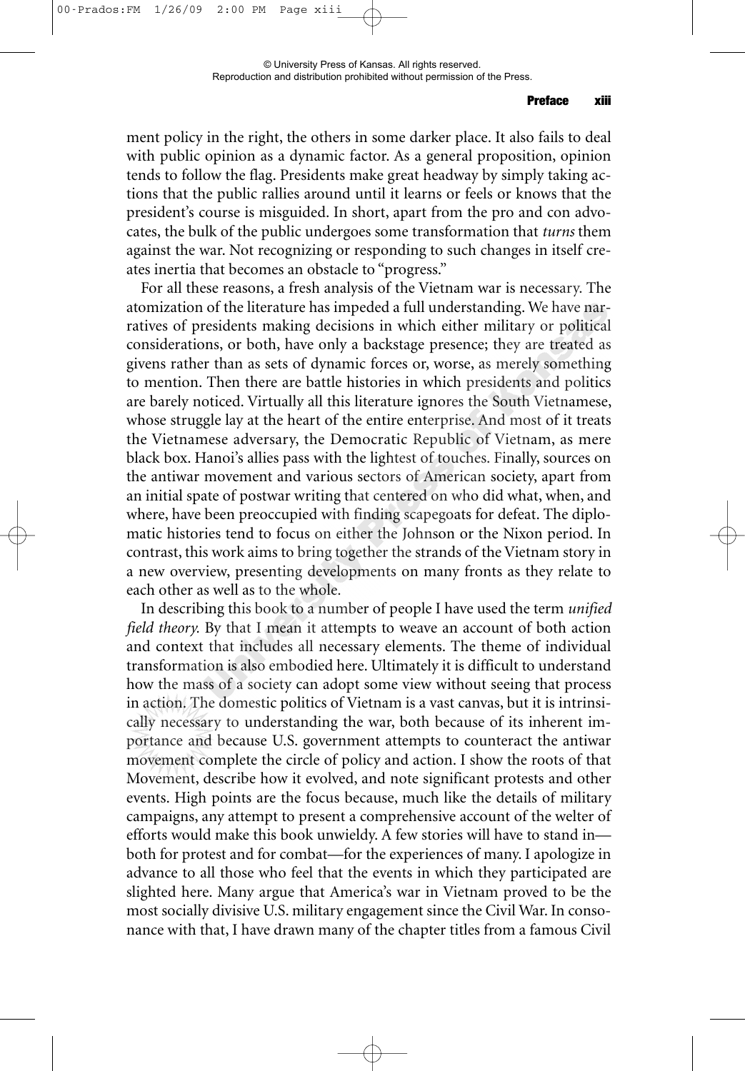ment policy in the right, the others in some darker place. It also fails to deal with public opinion as a dynamic factor. As a general proposition, opinion tends to follow the flag. Presidents make great headway by simply taking actions that the public rallies around until it learns or feels or knows that the president's course is misguided. In short, apart from the pro and con advocates, the bulk of the public undergoes some transformation that *turns* them against the war. Not recognizing or responding to such changes in itself creates inertia that becomes an obstacle to "progress."

For all these reasons, a fresh analysis of the Vietnam war is necessary. The atomization of the literature has impeded a full understanding. We have narratives of presidents making decisions in which either military or political considerations, or both, have only a backstage presence; they are treated as givens rather than as sets of dynamic forces or, worse, as merely something to mention. Then there are battle histories in which presidents and politics are barely noticed. Virtually all this literature ignores the South Vietnamese, whose struggle lay at the heart of the entire enterprise. And most of it treats the Vietnamese adversary, the Democratic Republic of Vietnam, as mere black box. Hanoi's allies pass with the lightest of touches. Finally, sources on the antiwar movement and various sectors of American society, apart from an initial spate of postwar writing that centered on who did what, when, and where, have been preoccupied with finding scapegoats for defeat. The diplomatic histories tend to focus on either the Johnson or the Nixon period. In contrast, this work aims to bring together the strands of the Vietnam story in a new overview, presenting developments on many fronts as they relate to each other as well as to the whole.

In describing this book to a number of people I have used the term *unified field theory.* By that I mean it attempts to weave an account of both action and context that includes all necessary elements. The theme of individual transformation is also embodied here. Ultimately it is difficult to understand how the mass of a society can adopt some view without seeing that process in action. The domestic politics of Vietnam is a vast canvas, but it is intrinsically necessary to understanding the war, both because of its inherent importance and because U.S. government attempts to counteract the antiwar movement complete the circle of policy and action. I show the roots of that Movement, describe how it evolved, and note significant protests and other events. High points are the focus because, much like the details of military campaigns, any attempt to present a comprehensive account of the welter of efforts would make this book unwieldy. A few stories will have to stand in—both for protest and for combat—for the experiences of many. I apologize in advance to all those who feel that the events in which they participated are slighted here. Many argue that America's war in Vietnam proved to be the most socially divisive U.S. military engagement since the Civil War. In consonance with that, I have drawn many of the chapter titles from a famous Civil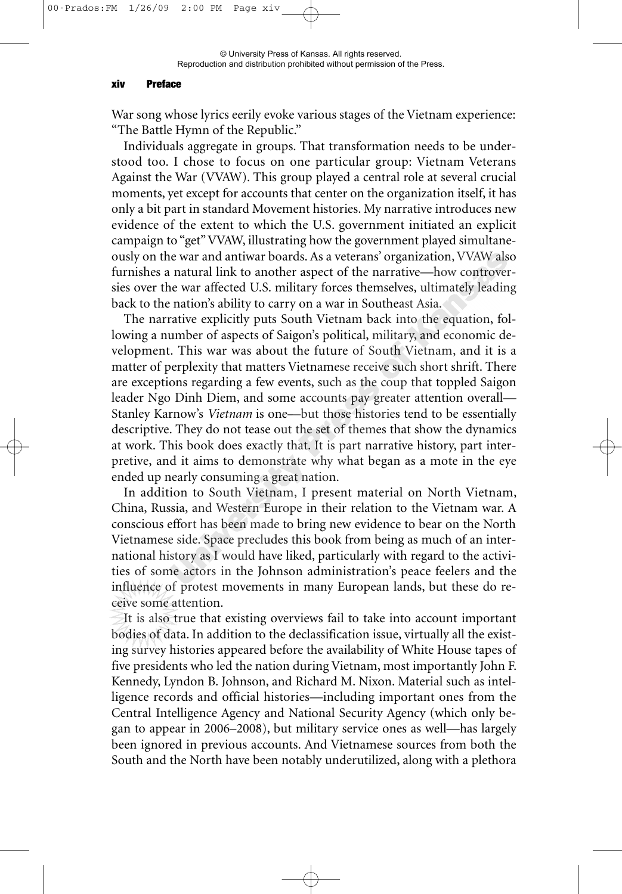War song whose lyrics eerily evoke various stages of the Vietnam experience: "The Battle Hymn of the Republic."

Individuals aggregate in groups. That transformation needs to be understood too. I chose to focus on one particular group: Vietnam Veterans Against the War (VVAW). This group played a central role at several crucial moments, yet except for accounts that center on the organization itself, it has only a bit part in standard Movement histories. My narrative introduces new evidence of the extent to which the U.S. government initiated an explicit campaign to "get" VVAW, illustrating how the government played simultaneously on the war and antiwar boards. As a veterans' organization, VVAW also furnishes a natural link to another aspect of the narrative—how controversies over the war affected U.S. military forces themselves, ultimately leading back to the nation's ability to carry on a war in Southeast Asia.

The narrative explicitly puts South Vietnam back into the equation, following a number of aspects of Saigon's political, military, and economic development. This war was about the future of South Vietnam, and it is a matter of perplexity that matters Vietnamese receive such short shrift. There are exceptions regarding a few events, such as the coup that toppled Saigon leader Ngo Dinh Diem, and some accounts pay greater attention overall—Stanley Karnow's *Vietnam* is one—but those histories tend to be essentially descriptive. They do not tease out the set of themes that show the dynamics at work. This book does exactly that. It is part narrative history, part interpretive, and it aims to demonstrate why what began as a mote in the eye ended up nearly consuming a great nation.

In addition to South Vietnam, I present material on North Vietnam, China, Russia, and Western Europe in their relation to the Vietnam war. A conscious effort has been made to bring new evidence to bear on the North Vietnamese side. Space precludes this book from being as much of an international history as I would have liked, particularly with regard to the activities of some actors in the Johnson administration's peace feelers and the influence of protest movements in many European lands, but these do receive some attention.

It is also true that existing overviews fail to take into account important bodies of data. In addition to the declassification issue, virtually all the existing survey histories appeared before the availability of White House tapes of five presidents who led the nation during Vietnam, most importantly John F. Kennedy, Lyndon B. Johnson, and Richard M. Nixon. Material such as intelligence records and official histories—including important ones from the Central Intelligence Agency and National Security Agency (which only began to appear in 2006–2008), but military service ones as well—has largely been ignored in previous accounts. And Vietnamese sources from both the South and the North have been notably underutilized, along with a plethora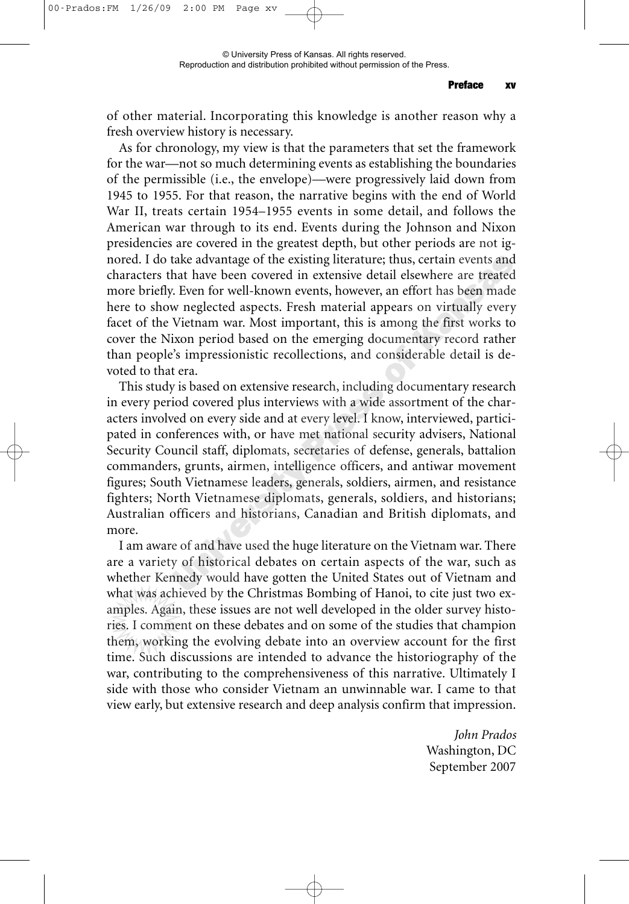of other material. Incorporating this knowledge is another reason why a fresh overview history is necessary.

As for chronology, my view is that the parameters that set the framework for the war—not so much determining events as establishing the boundaries of the permissible (i.e., the envelope)—were progressively laid down from 1945 to 1955. For that reason, the narrative begins with the end of World War II, treats certain 1954–1955 events in some detail, and follows the American war through to its end. Events during the Johnson and Nixon presidencies are covered in the greatest depth, but other periods are not ignored. I do take advantage of the existing literature; thus, certain events and characters that have been covered in extensive detail elsewhere are treated more briefly. Even for well-known events, however, an effort has been made here to show neglected aspects. Fresh material appears on virtually every facet of the Vietnam war. Most important, this is among the first works to cover the Nixon period based on the emerging documentary record rather than people's impressionistic recollections, and considerable detail is devoted to that era.

This study is based on extensive research, including documentary research in every period covered plus interviews with a wide assortment of the characters involved on every side and at every level. I know, interviewed, participated in conferences with, or have met national security advisers, National Security Council staff, diplomats, secretaries of defense, generals, battalion commanders, grunts, airmen, intelligence officers, and antiwar movement figures; South Vietnamese leaders, generals, soldiers, airmen, and resistance fighters; North Vietnamese diplomats, generals, soldiers, and historians; Australian officers and historians, Canadian and British diplomats, and more.

I am aware of and have used the huge literature on the Vietnam war. There are a variety of historical debates on certain aspects of the war, such as whether Kennedy would have gotten the United States out of Vietnam and what was achieved by the Christmas Bombing of Hanoi, to cite just two examples. Again, these issues are not well developed in the older survey histories. I comment on these debates and on some of the studies that champion them, working the evolving debate into an overview account for the first time. Such discussions are intended to advance the historiography of the war, contributing to the comprehensiveness of this narrative. Ultimately I side with those who consider Vietnam an unwinnable war. I came to that view early, but extensive research and deep analysis confirm that impression.

*John Prados*
Washington, DC
September 2007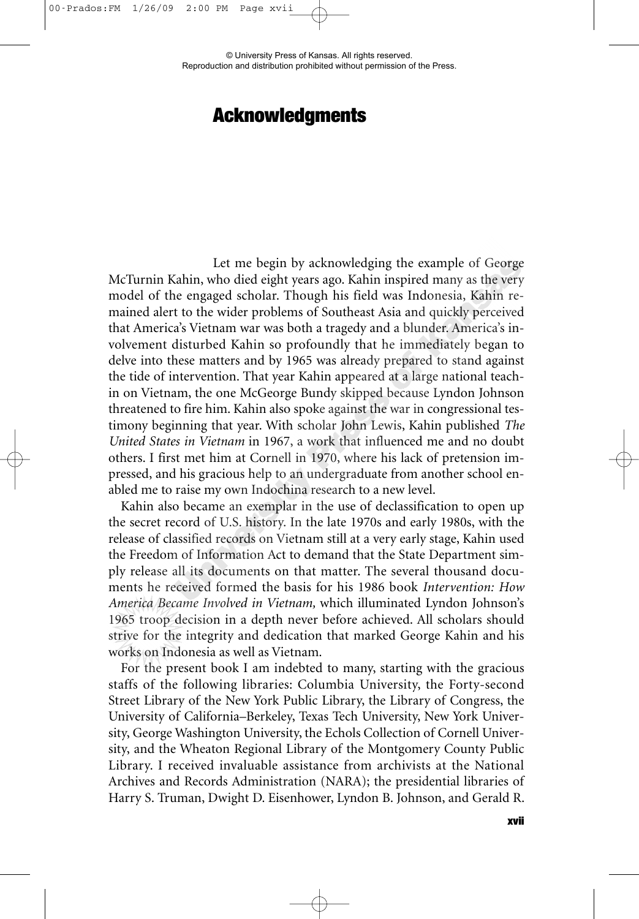# Acknowledgments

Let me begin by acknowledging the example of George McTurnin Kahin, who died eight years ago. Kahin inspired many as the very model of the engaged scholar. Though his field was Indonesia, Kahin remained alert to the wider problems of Southeast Asia and quickly perceived that America's Vietnam war was both a tragedy and a blunder. America's involvement disturbed Kahin so profoundly that he immediately began to delve into these matters and by 1965 was already prepared to stand against the tide of intervention. That year Kahin appeared at a large national teach-in on Vietnam, the one McGeorge Bundy skipped because Lyndon Johnson threatened to fire him. Kahin also spoke against the war in congressional testimony beginning that year. With scholar John Lewis, Kahin published *The United States in Vietnam* in 1967, a work that influenced me and no doubt others. I first met him at Cornell in 1970, where his lack of pretension impressed, and his gracious help to an undergraduate from another school enabled me to raise my own Indochina research to a new level.

Kahin also became an exemplar in the use of declassification to open up the secret record of U.S. history. In the late 1970s and early 1980s, with the release of classified records on Vietnam still at a very early stage, Kahin used the Freedom of Information Act to demand that the State Department simply release all its documents on that matter. The several thousand documents he received formed the basis for his 1986 book *Intervention: How America Became Involved in Vietnam,* which illuminated Lyndon Johnson's 1965 troop decision in a depth never before achieved. All scholars should strive for the integrity and dedication that marked George Kahin and his works on Indonesia as well as Vietnam.

For the present book I am indebted to many, starting with the gracious staffs of the following libraries: Columbia University, the Forty-second Street Library of the New York Public Library, the Library of Congress, the University of California–Berkeley, Texas Tech University, New York University, George Washington University, the Echols Collection of Cornell University, and the Wheaton Regional Library of the Montgomery County Public Library. I received invaluable assistance from archivists at the National Archives and Records Administration (NARA); the presidential libraries of Harry S. Truman, Dwight D. Eisenhower, Lyndon B. Johnson, and Gerald R.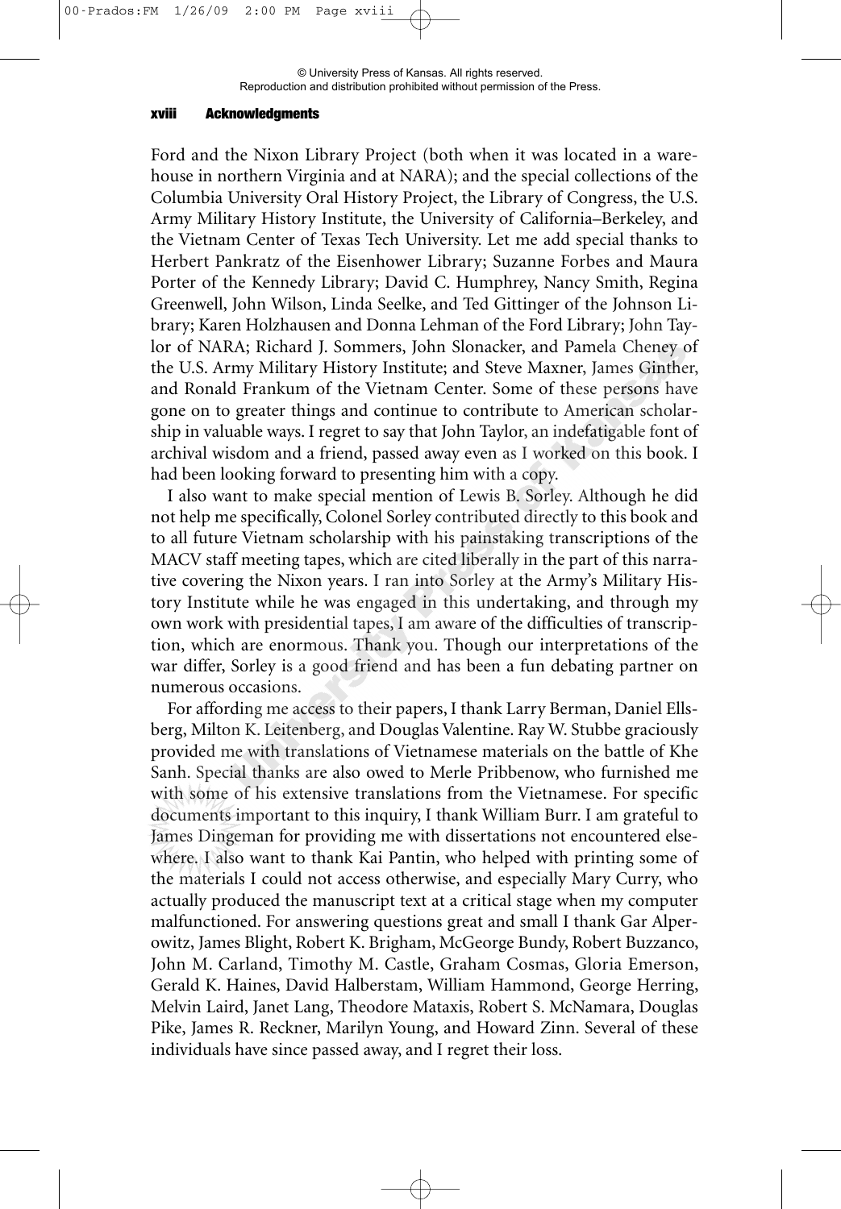Ford and the Nixon Library Project (both when it was located in a warehouse in northern Virginia and at NARA); and the special collections of the Columbia University Oral History Project, the Library of Congress, the U.S. Army Military History Institute, the University of California–Berkeley, and the Vietnam Center of Texas Tech University. Let me add special thanks to Herbert Pankratz of the Eisenhower Library; Suzanne Forbes and Maura Porter of the Kennedy Library; David C. Humphrey, Nancy Smith, Regina Greenwell, John Wilson, Linda Seelke, and Ted Gittinger of the Johnson Library; Karen Holzhausen and Donna Lehman of the Ford Library; John Taylor of NARA; Richard J. Sommers, John Slonacker, and Pamela Cheney of the U.S. Army Military History Institute; and Steve Maxner, James Ginther, and Ronald Frankum of the Vietnam Center. Some of these persons have gone on to greater things and continue to contribute to American scholarship in valuable ways. I regret to say that John Taylor, an indefatigable font of archival wisdom and a friend, passed away even as I worked on this book. I had been looking forward to presenting him with a copy.

I also want to make special mention of Lewis B. Sorley. Although he did not help me specifically, Colonel Sorley contributed directly to this book and to all future Vietnam scholarship with his painstaking transcriptions of the MACV staff meeting tapes, which are cited liberally in the part of this narrative covering the Nixon years. I ran into Sorley at the Army's Military History Institute while he was engaged in this undertaking, and through my own work with presidential tapes, I am aware of the difficulties of transcription, which are enormous. Thank you. Though our interpretations of the war differ, Sorley is a good friend and has been a fun debating partner on numerous occasions.

For affording me access to their papers, I thank Larry Berman, Daniel Ellsberg, Milton K. Leitenberg, and Douglas Valentine. Ray W. Stubbe graciously provided me with translations of Vietnamese materials on the battle of Khe Sanh. Special thanks are also owed to Merle Pribbenow, who furnished me with some of his extensive translations from the Vietnamese. For specific documents important to this inquiry, I thank William Burr. I am grateful to James Dingeman for providing me with dissertations not encountered elsewhere. I also want to thank Kai Pantin, who helped with printing some of the materials I could not access otherwise, and especially Mary Curry, who actually produced the manuscript text at a critical stage when my computer malfunctioned. For answering questions great and small I thank Gar Alperowitz, James Blight, Robert K. Brigham, McGeorge Bundy, Robert Buzzanco, John M. Carland, Timothy M. Castle, Graham Cosmas, Gloria Emerson, Gerald K. Haines, David Halberstam, William Hammond, George Herring, Melvin Laird, Janet Lang, Theodore Mataxis, Robert S. McNamara, Douglas Pike, James R. Reckner, Marilyn Young, and Howard Zinn. Several of these individuals have since passed away, and I regret their loss.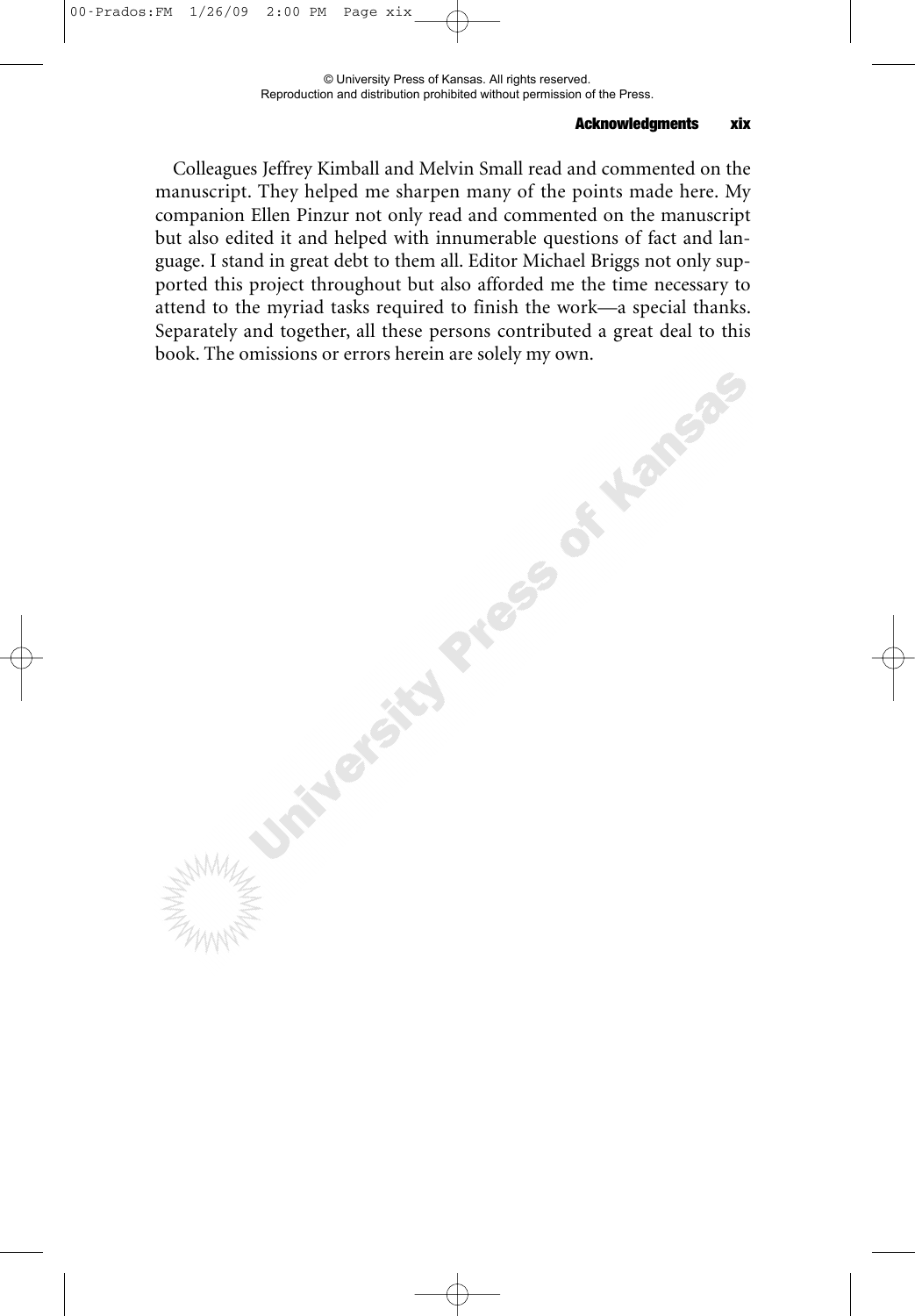Colleagues Jeffrey Kimball and Melvin Small read and commented on the manuscript. They helped me sharpen many of the points made here. My companion Ellen Pinzur not only read and commented on the manuscript but also edited it and helped with innumerable questions of fact and language. I stand in great debt to them all. Editor Michael Briggs not only supported this project throughout but also afforded me the time necessary to attend to the myriad tasks required to finish the work—a special thanks. Separately and together, all these persons contributed a great deal to this book. The omissions or errors herein are solely my own.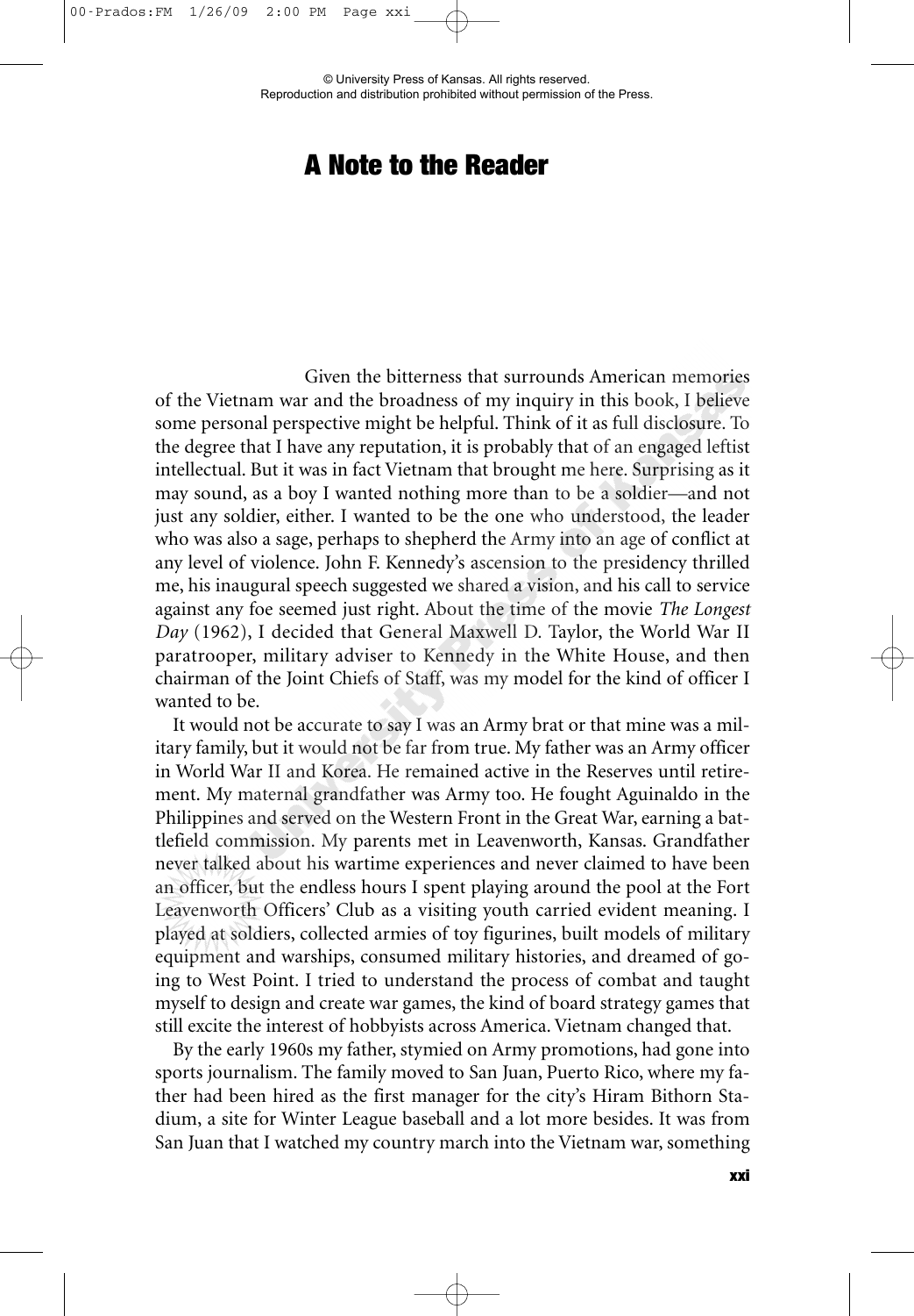# A Note to the Reader

Given the bitterness that surrounds American memories of the Vietnam war and the broadness of my inquiry in this book, I believe some personal perspective might be helpful. Think of it as full disclosure. To the degree that I have any reputation, it is probably that of an engaged leftist intellectual. But it was in fact Vietnam that brought me here. Surprising as it may sound, as a boy I wanted nothing more than to be a soldier—and not just any soldier, either. I wanted to be the one who understood, the leader who was also a sage, perhaps to shepherd the Army into an age of conflict at any level of violence. John F. Kennedy's ascension to the presidency thrilled me, his inaugural speech suggested we shared a vision, and his call to service against any foe seemed just right. About the time of the movie *The Longest Day* (1962), I decided that General Maxwell D. Taylor, the World War II paratrooper, military adviser to Kennedy in the White House, and then chairman of the Joint Chiefs of Staff, was my model for the kind of officer I wanted to be.

It would not be accurate to say I was an Army brat or that mine was a military family, but it would not be far from true. My father was an Army officer in World War II and Korea. He remained active in the Reserves until retirement. My maternal grandfather was Army too. He fought Aguinaldo in the Philippines and served on the Western Front in the Great War, earning a battlefield commission. My parents met in Leavenworth, Kansas. Grandfather never talked about his wartime experiences and never claimed to have been an officer, but the endless hours I spent playing around the pool at the Fort Leavenworth Officers' Club as a visiting youth carried evident meaning. I played at soldiers, collected armies of toy figurines, built models of military equipment and warships, consumed military histories, and dreamed of going to West Point. I tried to understand the process of combat and taught myself to design and create war games, the kind of board strategy games that still excite the interest of hobbyists across America. Vietnam changed that.

By the early 1960s my father, stymied on Army promotions, had gone into sports journalism. The family moved to San Juan, Puerto Rico, where my father had been hired as the first manager for the city's Hiram Bithorn Stadium, a site for Winter League baseball and a lot more besides. It was from San Juan that I watched my country march into the Vietnam war, something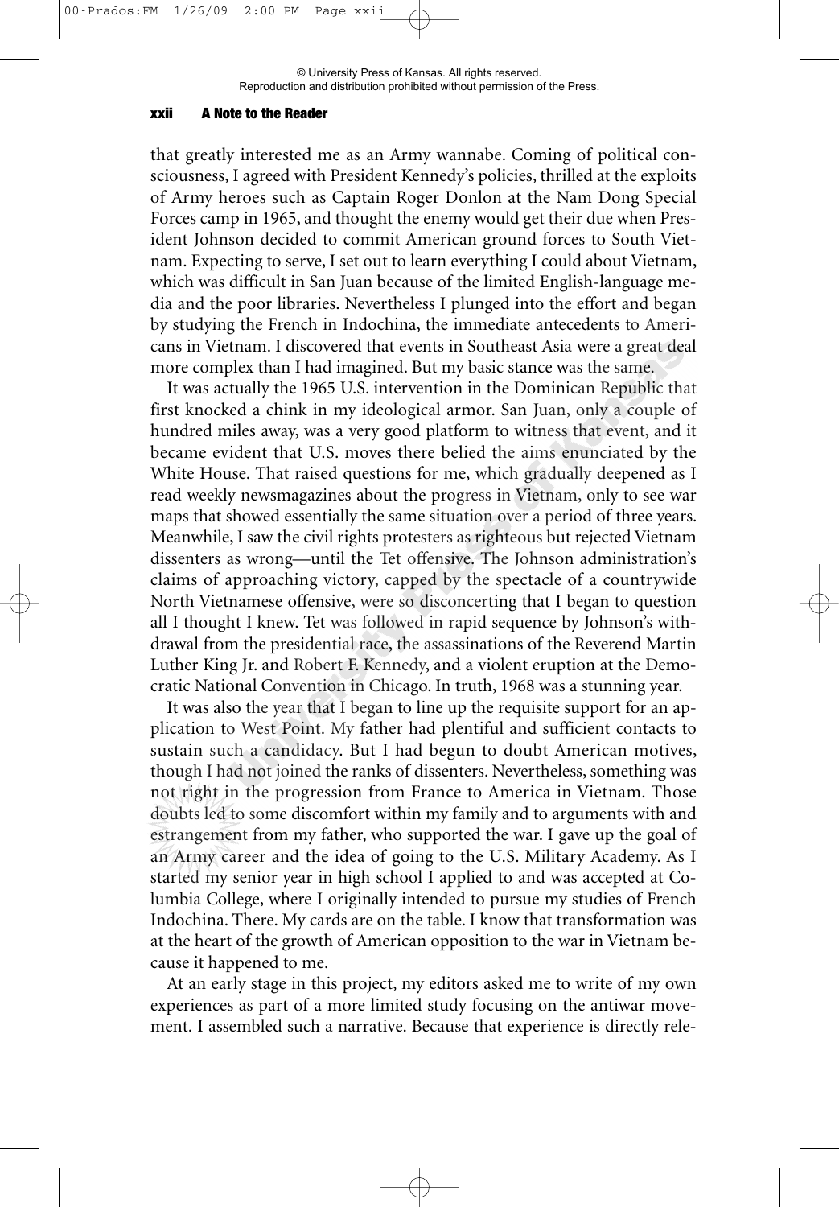that greatly interested me as an Army wannabe. Coming of political consciousness, I agreed with President Kennedy's policies, thrilled at the exploits of Army heroes such as Captain Roger Donlon at the Nam Dong Special Forces camp in 1965, and thought the enemy would get their due when President Johnson decided to commit American ground forces to South Vietnam. Expecting to serve, I set out to learn everything I could about Vietnam, which was difficult in San Juan because of the limited English-language media and the poor libraries. Nevertheless I plunged into the effort and began by studying the French in Indochina, the immediate antecedents to Americans in Vietnam. I discovered that events in Southeast Asia were a great deal more complex than I had imagined. But my basic stance was the same.

It was actually the 1965 U.S. intervention in the Dominican Republic that first knocked a chink in my ideological armor. San Juan, only a couple of hundred miles away, was a very good platform to witness that event, and it became evident that U.S. moves there belied the aims enunciated by the White House. That raised questions for me, which gradually deepened as I read weekly newsmagazines about the progress in Vietnam, only to see war maps that showed essentially the same situation over a period of three years. Meanwhile, I saw the civil rights protesters as righteous but rejected Vietnam dissenters as wrong—until the Tet offensive. The Johnson administration's claims of approaching victory, capped by the spectacle of a countrywide North Vietnamese offensive, were so disconcerting that I began to question all I thought I knew. Tet was followed in rapid sequence by Johnson's withdrawal from the presidential race, the assassinations of the Reverend Martin Luther King Jr. and Robert F. Kennedy, and a violent eruption at the Democratic National Convention in Chicago. In truth, 1968 was a stunning year.

It was also the year that I began to line up the requisite support for an application to West Point. My father had plentiful and sufficient contacts to sustain such a candidacy. But I had begun to doubt American motives, though I had not joined the ranks of dissenters. Nevertheless, something was not right in the progression from France to America in Vietnam. Those doubts led to some discomfort within my family and to arguments with and estrangement from my father, who supported the war. I gave up the goal of an Army career and the idea of going to the U.S. Military Academy. As I started my senior year in high school I applied to and was accepted at Columbia College, where I originally intended to pursue my studies of French Indochina. There. My cards are on the table. I know that transformation was at the heart of the growth of American opposition to the war in Vietnam because it happened to me.

At an early stage in this project, my editors asked me to write of my own experiences as part of a more limited study focusing on the antiwar movement. I assembled such a narrative. Because that experience is directly rele-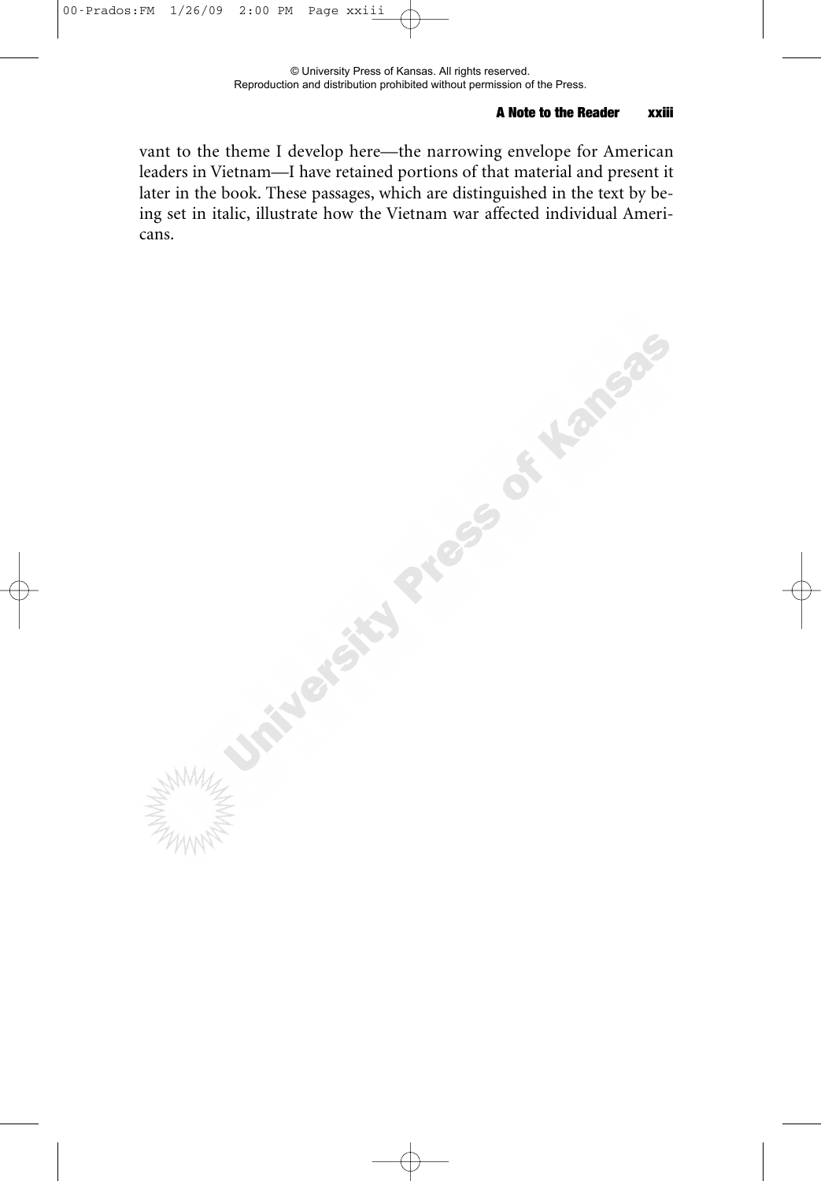vant to the theme I develop here—the narrowing envelope for American leaders in Vietnam—I have retained portions of that material and present it later in the book. These passages, which are distinguished in the text by being set in italic, illustrate how the Vietnam war affected individual Americans.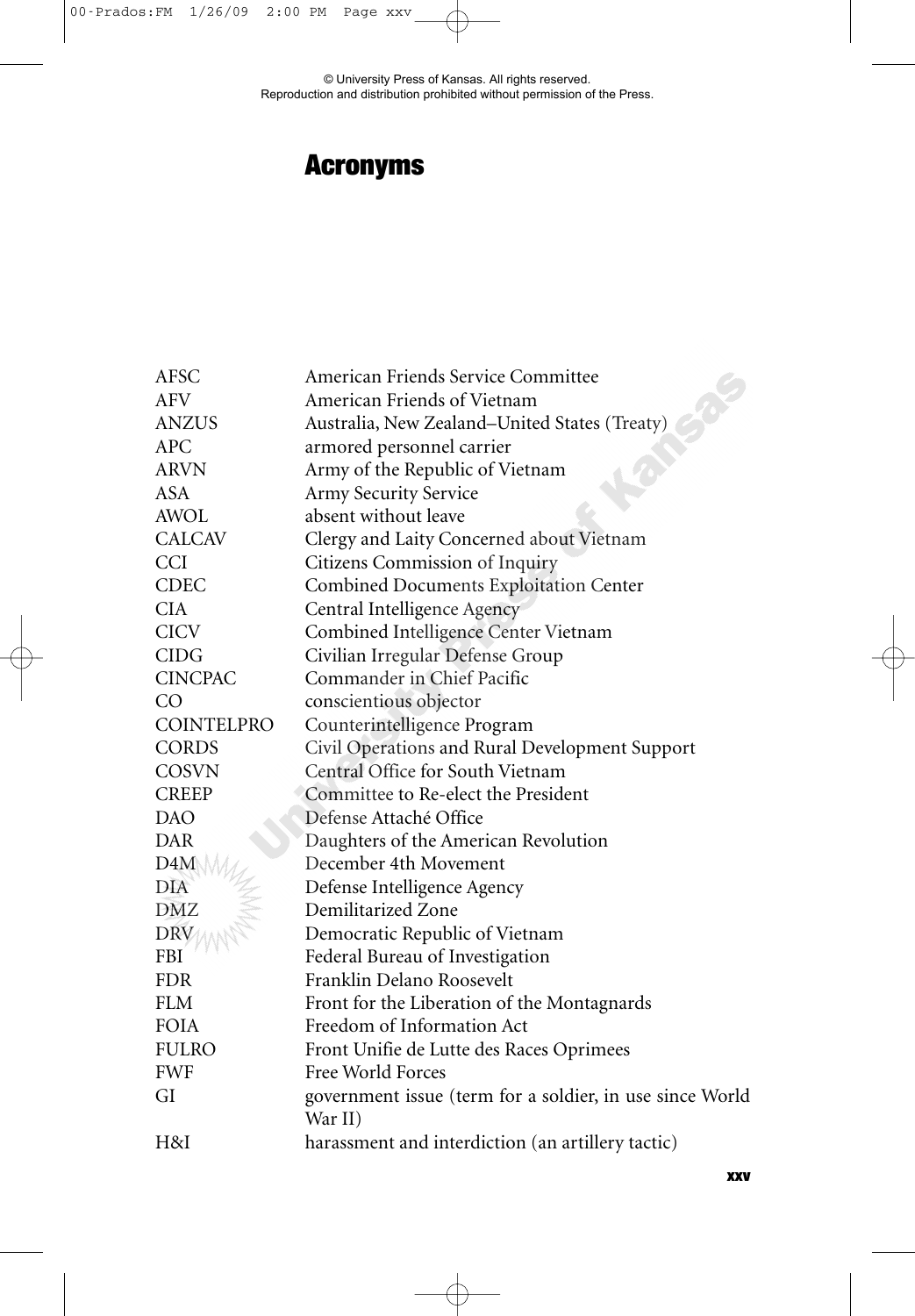# Acronyms

| | |
|---|---|
| AFSC | American Friends Service Committee |
| AFV | American Friends of Vietnam |
| ANZUS | Australia, New Zealand–United States (Treaty) |
| APC | armored personnel carrier |
| ARVN | Army of the Republic of Vietnam |
| ASA | Army Security Service |
| AWOL | absent without leave |
| CALCAV | Clergy and Laity Concerned about Vietnam |
| CCI | Citizens Commission of Inquiry |
| CDEC | Combined Documents Exploitation Center |
| CIA | Central Intelligence Agency |
| CICV | Combined Intelligence Center Vietnam |
| CIDG | Civilian Irregular Defense Group |
| CINCPAC | Commander in Chief Pacific |
| CO | conscientious objector |
| COINTELPRO | Counterintelligence Program |
| CORDS | Civil Operations and Rural Development Support |
| COSVN | Central Office for South Vietnam |
| CREEP | Committee to Re-elect the President |
| DAO | Defense Attaché Office |
| DAR | Daughters of the American Revolution |
| D4M | December 4th Movement |
| DIA | Defense Intelligence Agency |
| DMZ | Demilitarized Zone |
| DRV | Democratic Republic of Vietnam |
| FBI | Federal Bureau of Investigation |
| FDR | Franklin Delano Roosevelt |
| FLM | Front for the Liberation of the Montagnards |
| FOIA | Freedom of Information Act |
| FULRO | Front Unifie de Lutte des Races Oprimees |
| FWF | Free World Forces |
| GI | government issue (term for a soldier, in use since World War II) |
| H&I | harassment and interdiction (an artillery tactic) |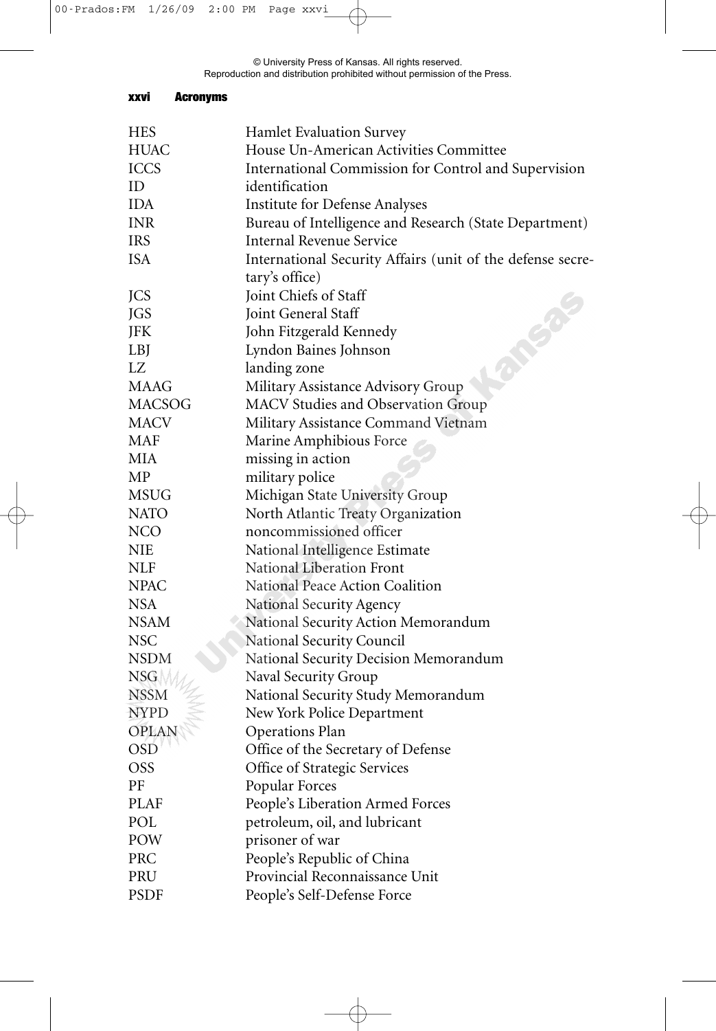| | |
|---|---|
| HES | Hamlet Evaluation Survey |
| HUAC | House Un-American Activities Committee |
| ICCS | International Commission for Control and Supervision |
| ID | identification |
| IDA | Institute for Defense Analyses |
| INR | Bureau of Intelligence and Research (State Department) |
| IRS | Internal Revenue Service |
| ISA | International Security Affairs (unit of the defense secretary's office) |
| JCS | Joint Chiefs of Staff |
| JGS | Joint General Staff |
| JFK | John Fitzgerald Kennedy |
| LBJ | Lyndon Baines Johnson |
| LZ | landing zone |
| MAAG | Military Assistance Advisory Group |
| MACSOG | MACV Studies and Observation Group |
| MACV | Military Assistance Command Vietnam |
| MAF | Marine Amphibious Force |
| MIA | missing in action |
| MP | military police |
| MSUG | Michigan State University Group |
| NATO | North Atlantic Treaty Organization |
| NCO | noncommissioned officer |
| NIE | National Intelligence Estimate |
| NLF | National Liberation Front |
| NPAC | National Peace Action Coalition |
| NSA | National Security Agency |
| NSAM | National Security Action Memorandum |
| NSC | National Security Council |
| NSDM | National Security Decision Memorandum |
| NSG | Naval Security Group |
| NSSM | National Security Study Memorandum |
| NYPD | New York Police Department |
| OPLAN | Operations Plan |
| OSD | Office of the Secretary of Defense |
| OSS | Office of Strategic Services |
| PF | Popular Forces |
| PLAF | People's Liberation Armed Forces |
| POL | petroleum, oil, and lubricant |
| POW | prisoner of war |
| PRC | People's Republic of China |
| PRU | Provincial Reconnaissance Unit |
| PSDF | People's Self-Defense Force |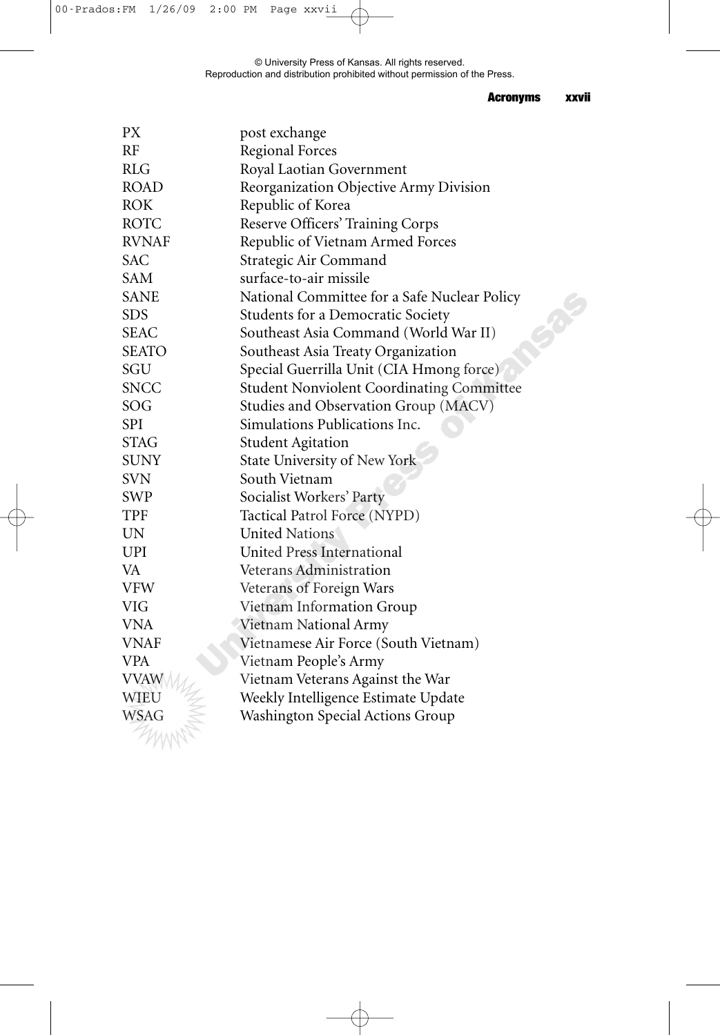| | |
|---|---|
| PX | post exchange |
| RF | Regional Forces |
| RLG | Royal Laotian Government |
| ROAD | Reorganization Objective Army Division |
| ROK | Republic of Korea |
| ROTC | Reserve Officers' Training Corps |
| RVNAF | Republic of Vietnam Armed Forces |
| SAC | Strategic Air Command |
| SAM | surface-to-air missile |
| SANE | National Committee for a Safe Nuclear Policy |
| SDS | Students for a Democratic Society |
| SEAC | Southeast Asia Command (World War II) |
| SEATO | Southeast Asia Treaty Organization |
| SGU | Special Guerrilla Unit (CIA Hmong force) |
| SNCC | Student Nonviolent Coordinating Committee |
| SOG | Studies and Observation Group (MACV) |
| SPI | Simulations Publications Inc. |
| STAG | Student Agitation |
| SUNY | State University of New York |
| SVN | South Vietnam |
| SWP | Socialist Workers' Party |
| TPF | Tactical Patrol Force (NYPD) |
| UN | United Nations |
| UPI | United Press International |
| VA | Veterans Administration |
| VFW | Veterans of Foreign Wars |
| VIG | Vietnam Information Group |
| VNA | Vietnam National Army |
| VNAF | Vietnamese Air Force (South Vietnam) |
| VPA | Vietnam People's Army |
| VVAW | Vietnam Veterans Against the War |
| WIEU | Weekly Intelligence Estimate Update |
| WSAG | Washington Special Actions Group |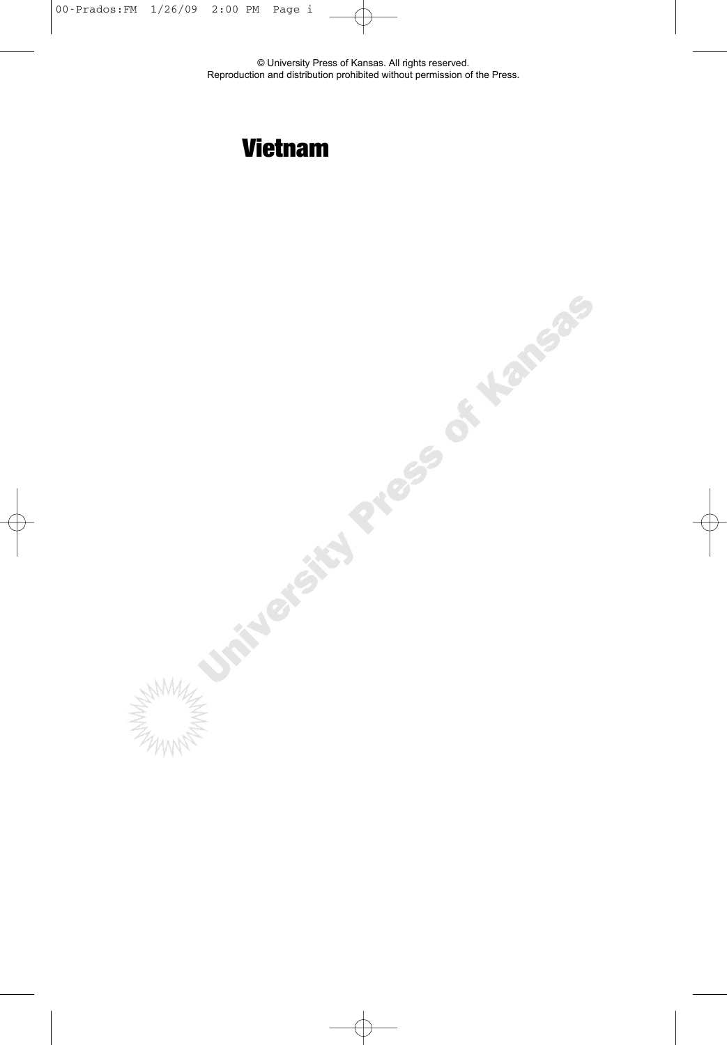© University Press of Kansas. All rights reserved.
Reproduction and distribution prohibited without permission of the Press.

# Vietnam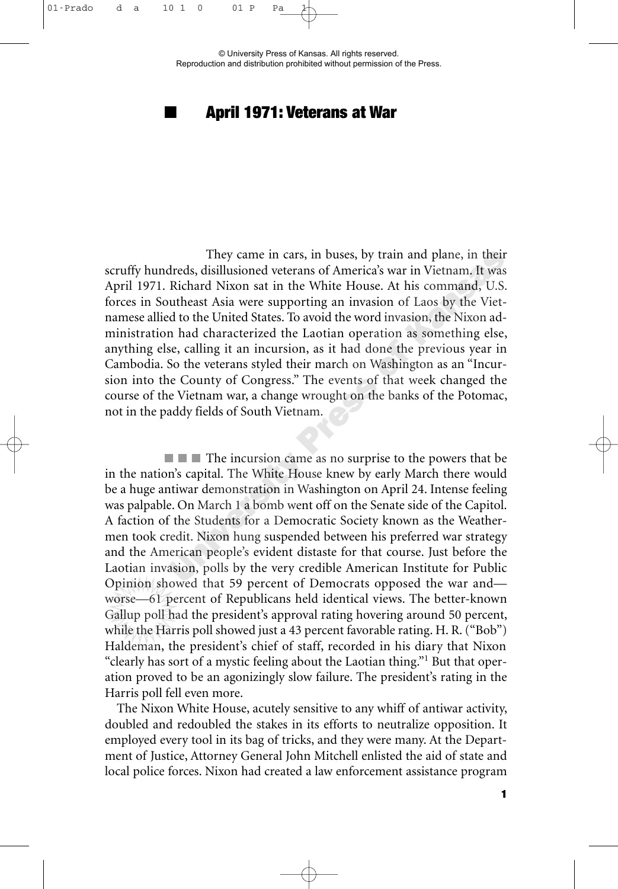# April 1971: Veterans at War

They came in cars, in buses, by train and plane, in their scruffy hundreds, disillusioned veterans of America's war in Vietnam. It was April 1971. Richard Nixon sat in the White House. At his command, U.S. forces in Southeast Asia were supporting an invasion of Laos by the Vietnamese allied to the United States. To avoid the word invasion, the Nixon administration had characterized the Laotian operation as something else, anything else, calling it an incursion, as it had done the previous year in Cambodia. So the veterans styled their march on Washington as an "Incursion into the County of Congress." The events of that week changed the course of the Vietnam war, a change wrought on the banks of the Potomac, not in the paddy fields of South Vietnam.

■ ■ ■ The incursion came as no surprise to the powers that be in the nation's capital. The White House knew by early March there would be a huge antiwar demonstration in Washington on April 24. Intense feeling was palpable. On March 1 a bomb went off on the Senate side of the Capitol. A faction of the Students for a Democratic Society known as the Weathermen took credit. Nixon hung suspended between his preferred war strategy and the American people's evident distaste for that course. Just before the Laotian invasion, polls by the very credible American Institute for Public Opinion showed that 59 percent of Democrats opposed the war and—worse—61 percent of Republicans held identical views. The better-known Gallup poll had the president's approval rating hovering around 50 percent, while the Harris poll showed just a 43 percent favorable rating. H. R. ("Bob") Haldeman, the president's chief of staff, recorded in his diary that Nixon "clearly has sort of a mystic feeling about the Laotian thing."[1] But that operation proved to be an agonizingly slow failure. The president's rating in the Harris poll fell even more.

The Nixon White House, acutely sensitive to any whiff of antiwar activity, doubled and redoubled the stakes in its efforts to neutralize opposition. It employed every tool in its bag of tricks, and they were many. At the Department of Justice, Attorney General John Mitchell enlisted the aid of state and local police forces. Nixon had created a law enforcement assistance program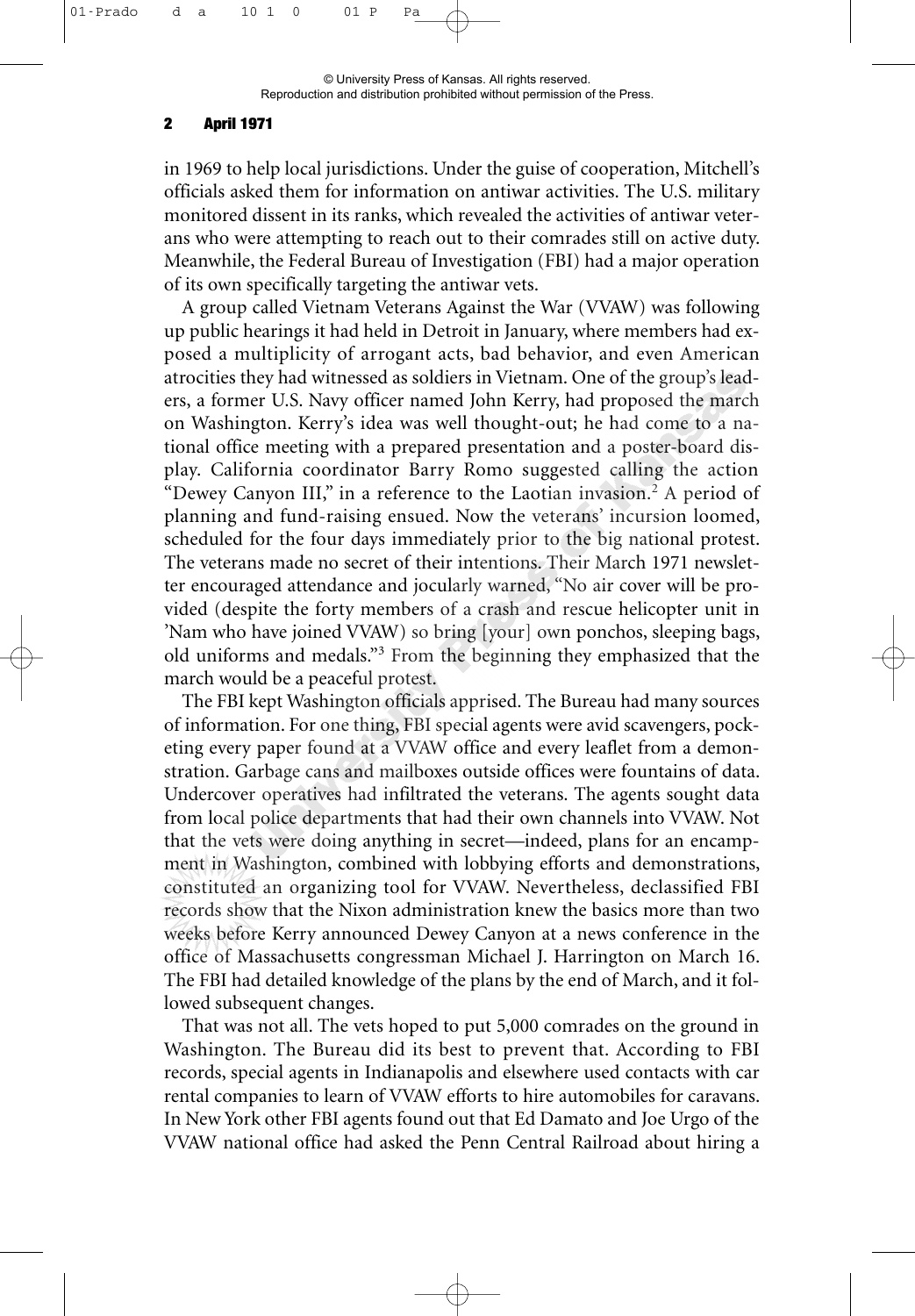in 1969 to help local jurisdictions. Under the guise of cooperation, Mitchell's officials asked them for information on antiwar activities. The U.S. military monitored dissent in its ranks, which revealed the activities of antiwar veterans who were attempting to reach out to their comrades still on active duty. Meanwhile, the Federal Bureau of Investigation (FBI) had a major operation of its own specifically targeting the antiwar vets.

A group called Vietnam Veterans Against the War (VVAW) was following up public hearings it had held in Detroit in January, where members had exposed a multiplicity of arrogant acts, bad behavior, and even American atrocities they had witnessed as soldiers in Vietnam. One of the group's leaders, a former U.S. Navy officer named John Kerry, had proposed the march on Washington. Kerry's idea was well thought-out; he had come to a national office meeting with a prepared presentation and a poster-board display. California coordinator Barry Romo suggested calling the action "Dewey Canyon III," in a reference to the Laotian invasion.[2] A period of planning and fund-raising ensued. Now the veterans' incursion loomed, scheduled for the four days immediately prior to the big national protest. The veterans made no secret of their intentions. Their March 1971 newsletter encouraged attendance and jocularly warned, "No air cover will be provided (despite the forty members of a crash and rescue helicopter unit in 'Nam who have joined VVAW) so bring [your] own ponchos, sleeping bags, old uniforms and medals."[3] From the beginning they emphasized that the march would be a peaceful protest.

The FBI kept Washington officials apprised. The Bureau had many sources of information. For one thing, FBI special agents were avid scavengers, pocketing every paper found at a VVAW office and every leaflet from a demonstration. Garbage cans and mailboxes outside offices were fountains of data. Undercover operatives had infiltrated the veterans. The agents sought data from local police departments that had their own channels into VVAW. Not that the vets were doing anything in secret—indeed, plans for an encampment in Washington, combined with lobbying efforts and demonstrations, constituted an organizing tool for VVAW. Nevertheless, declassified FBI records show that the Nixon administration knew the basics more than two weeks before Kerry announced Dewey Canyon at a news conference in the office of Massachusetts congressman Michael J. Harrington on March 16. The FBI had detailed knowledge of the plans by the end of March, and it followed subsequent changes.

That was not all. The vets hoped to put 5,000 comrades on the ground in Washington. The Bureau did its best to prevent that. According to FBI records, special agents in Indianapolis and elsewhere used contacts with car rental companies to learn of VVAW efforts to hire automobiles for caravans. In New York other FBI agents found out that Ed Damato and Joe Urgo of the VVAW national office had asked the Penn Central Railroad about hiring a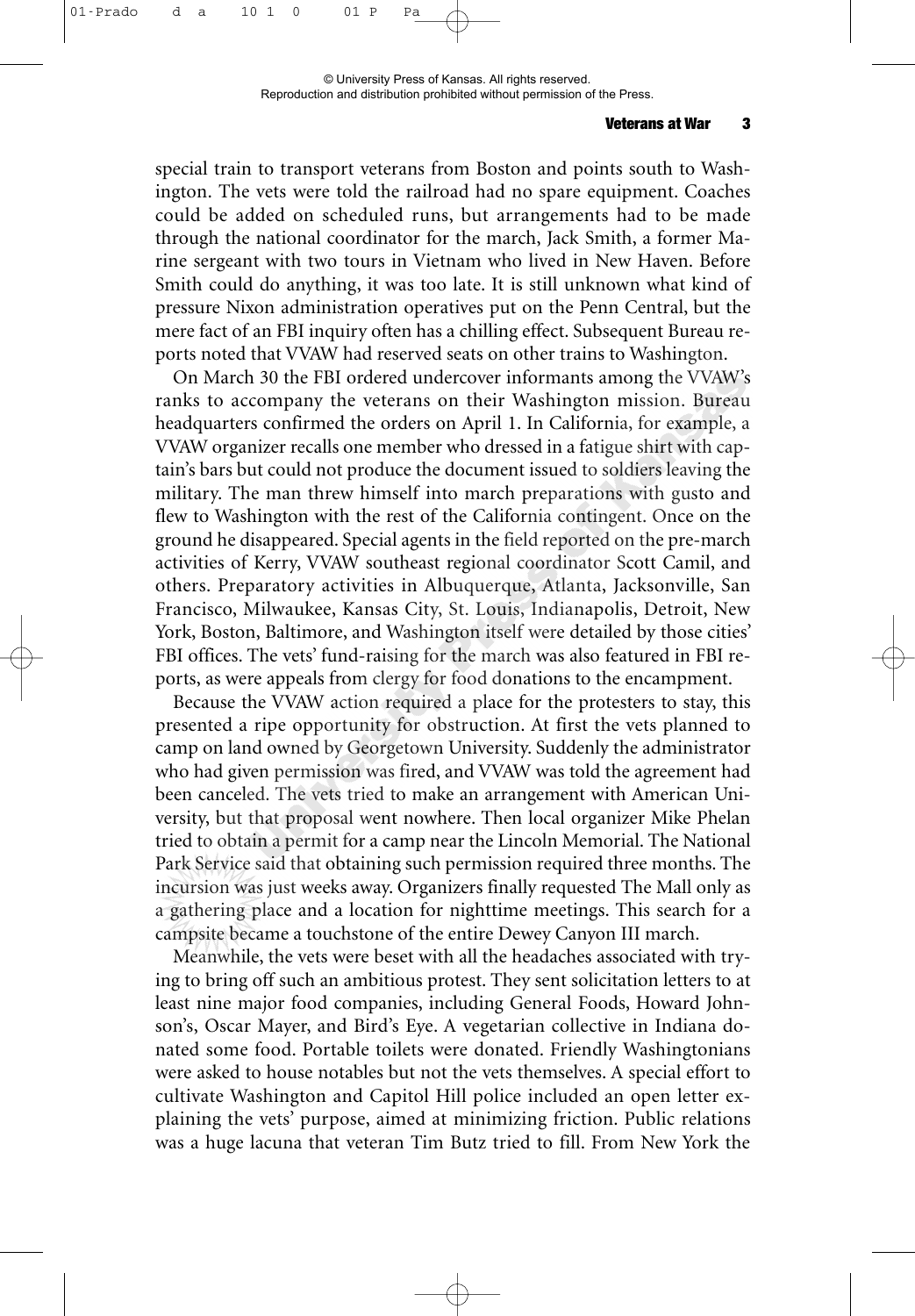special train to transport veterans from Boston and points south to Washington. The vets were told the railroad had no spare equipment. Coaches could be added on scheduled runs, but arrangements had to be made through the national coordinator for the march, Jack Smith, a former Marine sergeant with two tours in Vietnam who lived in New Haven. Before Smith could do anything, it was too late. It is still unknown what kind of pressure Nixon administration operatives put on the Penn Central, but the mere fact of an FBI inquiry often has a chilling effect. Subsequent Bureau reports noted that VVAW had reserved seats on other trains to Washington.

On March 30 the FBI ordered undercover informants among the VVAW's ranks to accompany the veterans on their Washington mission. Bureau headquarters confirmed the orders on April 1. In California, for example, a VVAW organizer recalls one member who dressed in a fatigue shirt with captain's bars but could not produce the document issued to soldiers leaving the military. The man threw himself into march preparations with gusto and flew to Washington with the rest of the California contingent. Once on the ground he disappeared. Special agents in the field reported on the pre-march activities of Kerry, VVAW southeast regional coordinator Scott Camil, and others. Preparatory activities in Albuquerque, Atlanta, Jacksonville, San Francisco, Milwaukee, Kansas City, St. Louis, Indianapolis, Detroit, New York, Boston, Baltimore, and Washington itself were detailed by those cities' FBI offices. The vets' fund-raising for the march was also featured in FBI reports, as were appeals from clergy for food donations to the encampment.

Because the VVAW action required a place for the protesters to stay, this presented a ripe opportunity for obstruction. At first the vets planned to camp on land owned by Georgetown University. Suddenly the administrator who had given permission was fired, and VVAW was told the agreement had been canceled. The vets tried to make an arrangement with American University, but that proposal went nowhere. Then local organizer Mike Phelan tried to obtain a permit for a camp near the Lincoln Memorial. The National Park Service said that obtaining such permission required three months. The incursion was just weeks away. Organizers finally requested The Mall only as a gathering place and a location for nighttime meetings. This search for a campsite became a touchstone of the entire Dewey Canyon III march.

Meanwhile, the vets were beset with all the headaches associated with trying to bring off such an ambitious protest. They sent solicitation letters to at least nine major food companies, including General Foods, Howard Johnson's, Oscar Mayer, and Bird's Eye. A vegetarian collective in Indiana donated some food. Portable toilets were donated. Friendly Washingtonians were asked to house notables but not the vets themselves. A special effort to cultivate Washington and Capitol Hill police included an open letter explaining the vets' purpose, aimed at minimizing friction. Public relations was a huge lacuna that veteran Tim Butz tried to fill. From New York the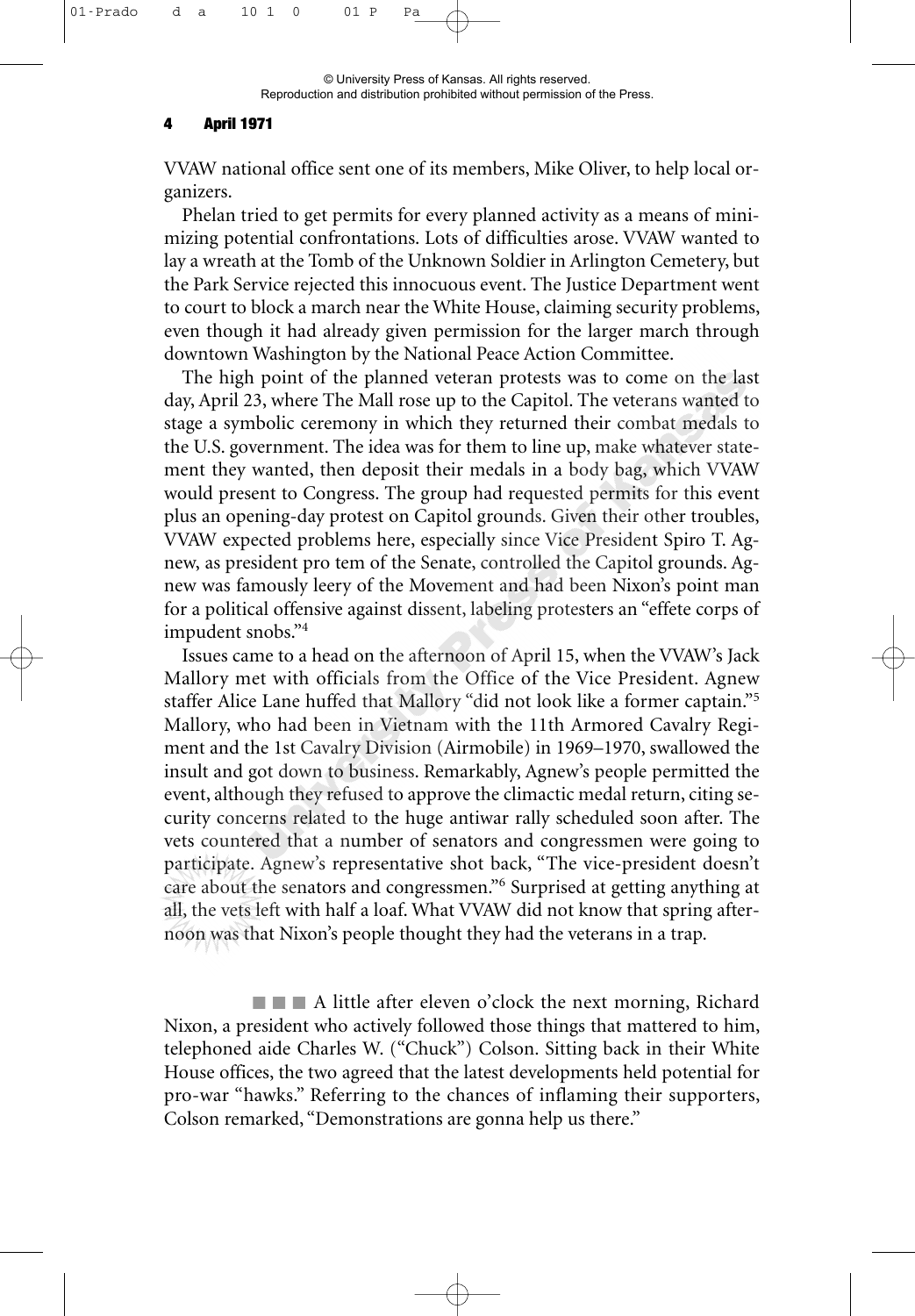VVAW national office sent one of its members, Mike Oliver, to help local organizers.

Phelan tried to get permits for every planned activity as a means of minimizing potential confrontations. Lots of difficulties arose. VVAW wanted to lay a wreath at the Tomb of the Unknown Soldier in Arlington Cemetery, but the Park Service rejected this innocuous event. The Justice Department went to court to block a march near the White House, claiming security problems, even though it had already given permission for the larger march through downtown Washington by the National Peace Action Committee.

The high point of the planned veteran protests was to come on the last day, April 23, where The Mall rose up to the Capitol. The veterans wanted to stage a symbolic ceremony in which they returned their combat medals to the U.S. government. The idea was for them to line up, make whatever statement they wanted, then deposit their medals in a body bag, which VVAW would present to Congress. The group had requested permits for this event plus an opening-day protest on Capitol grounds. Given their other troubles, VVAW expected problems here, especially since Vice President Spiro T. Agnew, as president pro tem of the Senate, controlled the Capitol grounds. Agnew was famously leery of the Movement and had been Nixon's point man for a political offensive against dissent, labeling protesters an "effete corps of impudent snobs."[4]

Issues came to a head on the afternoon of April 15, when the VVAW's Jack Mallory met with officials from the Office of the Vice President. Agnew staffer Alice Lane huffed that Mallory "did not look like a former captain."[5] Mallory, who had been in Vietnam with the 11th Armored Cavalry Regiment and the 1st Cavalry Division (Airmobile) in 1969–1970, swallowed the insult and got down to business. Remarkably, Agnew's people permitted the event, although they refused to approve the climactic medal return, citing security concerns related to the huge antiwar rally scheduled soon after. The vets countered that a number of senators and congressmen were going to participate. Agnew's representative shot back, "The vice-president doesn't care about the senators and congressmen."[6] Surprised at getting anything at all, the vets left with half a loaf. What VVAW did not know that spring afternoon was that Nixon's people thought they had the veterans in a trap.

■ ■ ■ A little after eleven o'clock the next morning, Richard Nixon, a president who actively followed those things that mattered to him, telephoned aide Charles W. ("Chuck") Colson. Sitting back in their White House offices, the two agreed that the latest developments held potential for pro-war "hawks." Referring to the chances of inflaming their supporters, Colson remarked, "Demonstrations are gonna help us there."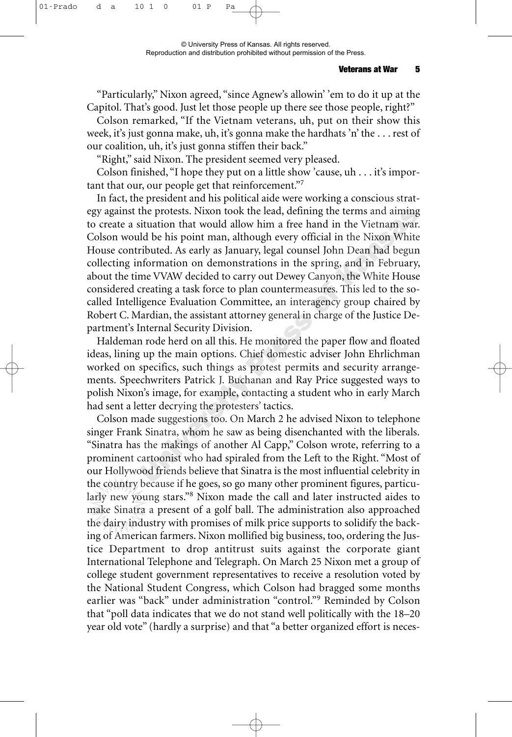"Particularly," Nixon agreed, "since Agnew's allowin' 'em to do it up at the Capitol. That's good. Just let those people up there see those people, right?"

Colson remarked, "If the Vietnam veterans, uh, put on their show this week, it's just gonna make, uh, it's gonna make the hardhats 'n' the . . . rest of our coalition, uh, it's just gonna stiffen their back."

"Right," said Nixon. The president seemed very pleased.

Colson finished, "I hope they put on a little show 'cause, uh . . . it's important that our, our people get that reinforcement."[7]

In fact, the president and his political aide were working a conscious strategy against the protests. Nixon took the lead, defining the terms and aiming to create a situation that would allow him a free hand in the Vietnam war. Colson would be his point man, although every official in the Nixon White House contributed. As early as January, legal counsel John Dean had begun collecting information on demonstrations in the spring, and in February, about the time VVAW decided to carry out Dewey Canyon, the White House considered creating a task force to plan countermeasures. This led to the so-called Intelligence Evaluation Committee, an interagency group chaired by Robert C. Mardian, the assistant attorney general in charge of the Justice Department's Internal Security Division.

Haldeman rode herd on all this. He monitored the paper flow and floated ideas, lining up the main options. Chief domestic adviser John Ehrlichman worked on specifics, such things as protest permits and security arrangements. Speechwriters Patrick J. Buchanan and Ray Price suggested ways to polish Nixon's image, for example, contacting a student who in early March had sent a letter decrying the protesters' tactics.

Colson made suggestions too. On March 2 he advised Nixon to telephone singer Frank Sinatra, whom he saw as being disenchanted with the liberals. "Sinatra has the makings of another Al Capp," Colson wrote, referring to a prominent cartoonist who had spiraled from the Left to the Right. "Most of our Hollywood friends believe that Sinatra is the most influential celebrity in the country because if he goes, so go many other prominent figures, particularly new young stars."[8] Nixon made the call and later instructed aides to make Sinatra a present of a golf ball. The administration also approached the dairy industry with promises of milk price supports to solidify the backing of American farmers. Nixon mollified big business, too, ordering the Justice Department to drop antitrust suits against the corporate giant International Telephone and Telegraph. On March 25 Nixon met a group of college student government representatives to receive a resolution voted by the National Student Congress, which Colson had bragged some months earlier was "back" under administration "control."[9] Reminded by Colson that "poll data indicates that we do not stand well politically with the 18–20 year old vote" (hardly a surprise) and that "a better organized effort is neces-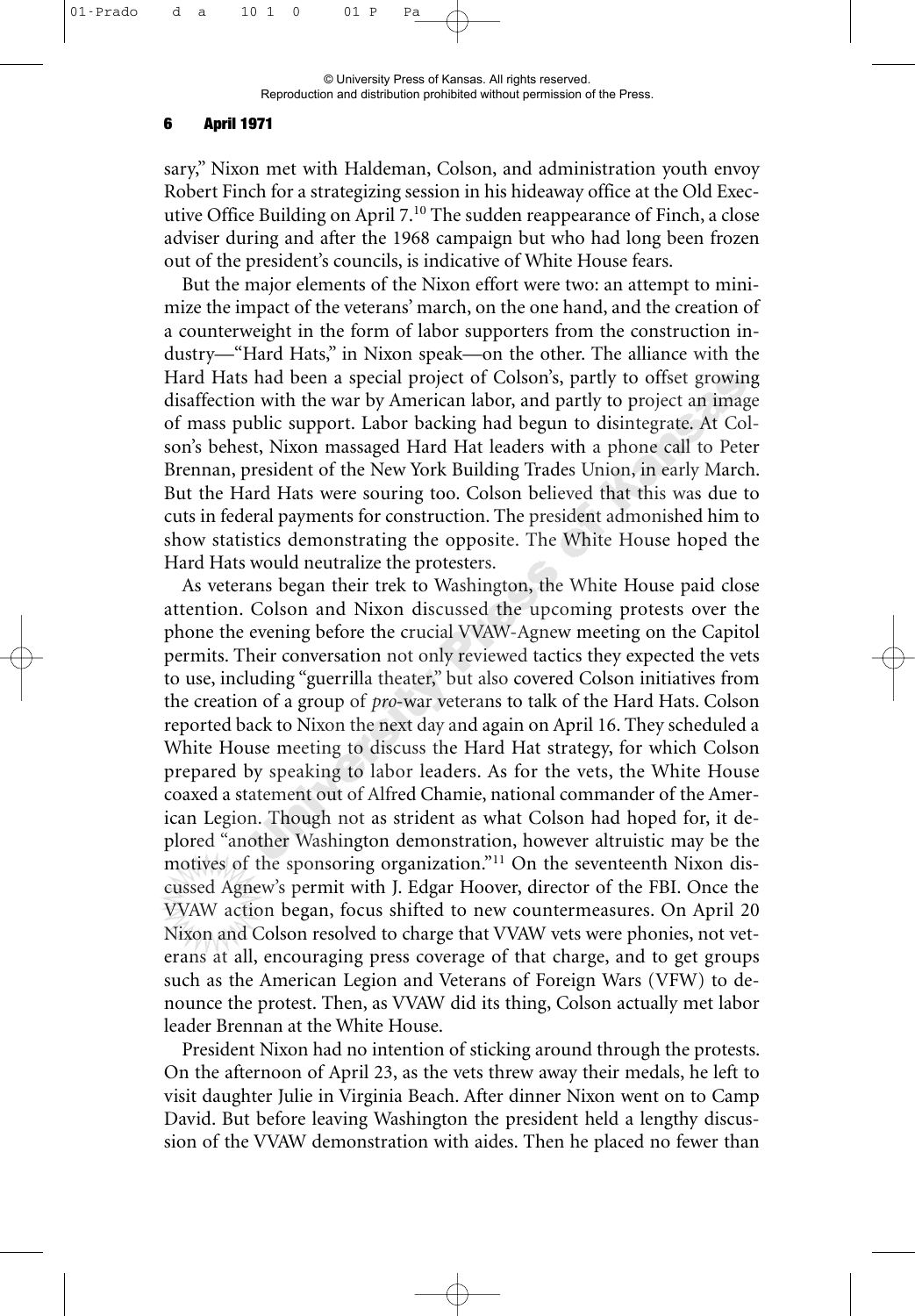sary," Nixon met with Haldeman, Colson, and administration youth envoy Robert Finch for a strategizing session in his hideaway office at the Old Executive Office Building on April 7.[10] The sudden reappearance of Finch, a close adviser during and after the 1968 campaign but who had long been frozen out of the president's councils, is indicative of White House fears.

But the major elements of the Nixon effort were two: an attempt to minimize the impact of the veterans' march, on the one hand, and the creation of a counterweight in the form of labor supporters from the construction industry—"Hard Hats," in Nixon speak—on the other. The alliance with the Hard Hats had been a special project of Colson's, partly to offset growing disaffection with the war by American labor, and partly to project an image of mass public support. Labor backing had begun to disintegrate. At Colson's behest, Nixon massaged Hard Hat leaders with a phone call to Peter Brennan, president of the New York Building Trades Union, in early March. But the Hard Hats were souring too. Colson believed that this was due to cuts in federal payments for construction. The president admonished him to show statistics demonstrating the opposite. The White House hoped the Hard Hats would neutralize the protesters.

As veterans began their trek to Washington, the White House paid close attention. Colson and Nixon discussed the upcoming protests over the phone the evening before the crucial VVAW-Agnew meeting on the Capitol permits. Their conversation not only reviewed tactics they expected the vets to use, including "guerrilla theater," but also covered Colson initiatives from the creation of a group of *pro*-war veterans to talk of the Hard Hats. Colson reported back to Nixon the next day and again on April 16. They scheduled a White House meeting to discuss the Hard Hat strategy, for which Colson prepared by speaking to labor leaders. As for the vets, the White House coaxed a statement out of Alfred Chamie, national commander of the American Legion. Though not as strident as what Colson had hoped for, it deplored "another Washington demonstration, however altruistic may be the motives of the sponsoring organization."[11] On the seventeenth Nixon discussed Agnew's permit with J. Edgar Hoover, director of the FBI. Once the VVAW action began, focus shifted to new countermeasures. On April 20 Nixon and Colson resolved to charge that VVAW vets were phonies, not veterans at all, encouraging press coverage of that charge, and to get groups such as the American Legion and Veterans of Foreign Wars (VFW) to denounce the protest. Then, as VVAW did its thing, Colson actually met labor leader Brennan at the White House.

President Nixon had no intention of sticking around through the protests. On the afternoon of April 23, as the vets threw away their medals, he left to visit daughter Julie in Virginia Beach. After dinner Nixon went on to Camp David. But before leaving Washington the president held a lengthy discussion of the VVAW demonstration with aides. Then he placed no fewer than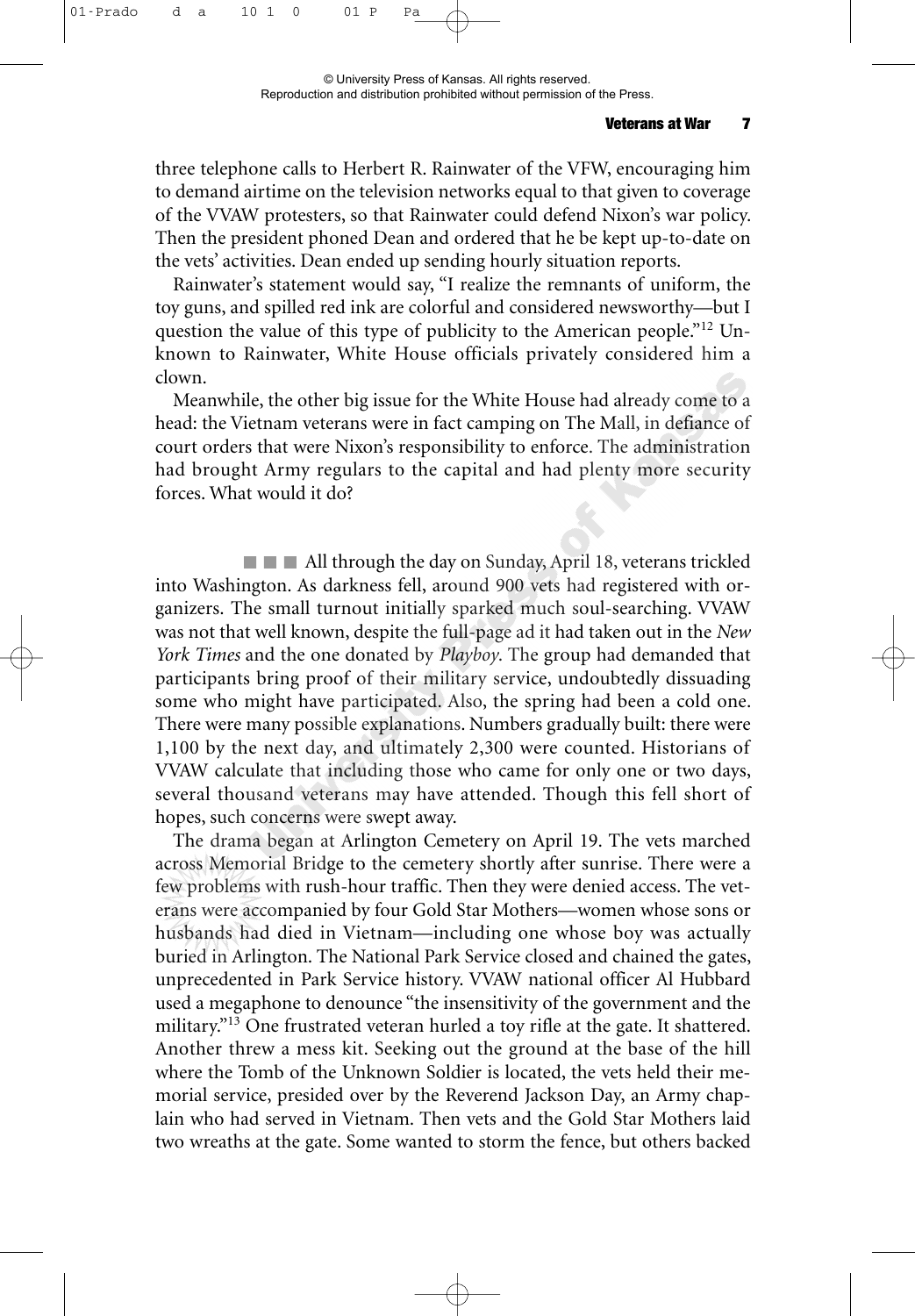three telephone calls to Herbert R. Rainwater of the VFW, encouraging him to demand airtime on the television networks equal to that given to coverage of the VVAW protesters, so that Rainwater could defend Nixon's war policy. Then the president phoned Dean and ordered that he be kept up-to-date on the vets' activities. Dean ended up sending hourly situation reports.

Rainwater's statement would say, "I realize the remnants of uniform, the toy guns, and spilled red ink are colorful and considered newsworthy—but I question the value of this type of publicity to the American people."[12] Unknown to Rainwater, White House officials privately considered him a clown.

Meanwhile, the other big issue for the White House had already come to a head: the Vietnam veterans were in fact camping on The Mall, in defiance of court orders that were Nixon's responsibility to enforce. The administration had brought Army regulars to the capital and had plenty more security forces. What would it do?

■ ■ ■ All through the day on Sunday, April 18, veterans trickled into Washington. As darkness fell, around 900 vets had registered with organizers. The small turnout initially sparked much soul-searching. VVAW was not that well known, despite the full-page ad it had taken out in the *New York Times* and the one donated by *Playboy*. The group had demanded that participants bring proof of their military service, undoubtedly dissuading some who might have participated. Also, the spring had been a cold one. There were many possible explanations. Numbers gradually built: there were 1,100 by the next day, and ultimately 2,300 were counted. Historians of VVAW calculate that including those who came for only one or two days, several thousand veterans may have attended. Though this fell short of hopes, such concerns were swept away.

The drama began at Arlington Cemetery on April 19. The vets marched across Memorial Bridge to the cemetery shortly after sunrise. There were a few problems with rush-hour traffic. Then they were denied access. The veterans were accompanied by four Gold Star Mothers—women whose sons or husbands had died in Vietnam—including one whose boy was actually buried in Arlington. The National Park Service closed and chained the gates, unprecedented in Park Service history. VVAW national officer Al Hubbard used a megaphone to denounce "the insensitivity of the government and the military."[13] One frustrated veteran hurled a toy rifle at the gate. It shattered. Another threw a mess kit. Seeking out the ground at the base of the hill where the Tomb of the Unknown Soldier is located, the vets held their memorial service, presided over by the Reverend Jackson Day, an Army chaplain who had served in Vietnam. Then vets and the Gold Star Mothers laid two wreaths at the gate. Some wanted to storm the fence, but others backed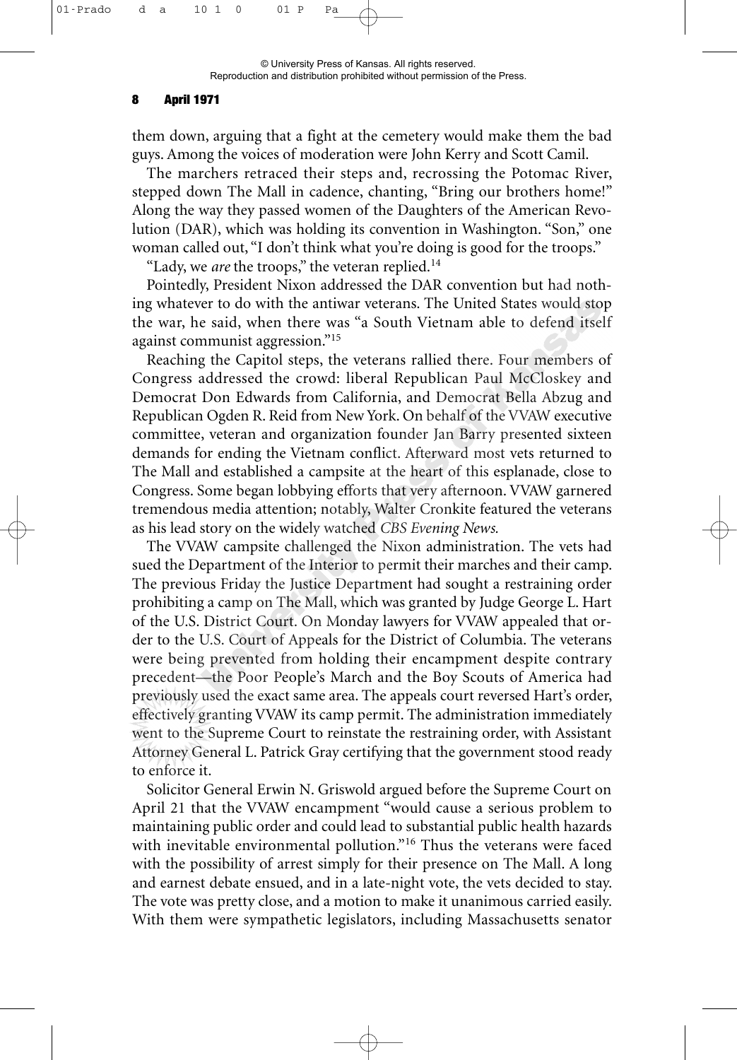them down, arguing that a fight at the cemetery would make them the bad guys. Among the voices of moderation were John Kerry and Scott Camil.

The marchers retraced their steps and, recrossing the Potomac River, stepped down The Mall in cadence, chanting, "Bring our brothers home!" Along the way they passed women of the Daughters of the American Revolution (DAR), which was holding its convention in Washington. "Son," one woman called out, "I don't think what you're doing is good for the troops."

"Lady, we *are* the troops," the veteran replied.[14]

Pointedly, President Nixon addressed the DAR convention but had nothing whatever to do with the antiwar veterans. The United States would stop the war, he said, when there was "a South Vietnam able to defend itself against communist aggression."[15]

Reaching the Capitol steps, the veterans rallied there. Four members of Congress addressed the crowd: liberal Republican Paul McCloskey and Democrat Don Edwards from California, and Democrat Bella Abzug and Republican Ogden R. Reid from New York. On behalf of the VVAW executive committee, veteran and organization founder Jan Barry presented sixteen demands for ending the Vietnam conflict. Afterward most vets returned to The Mall and established a campsite at the heart of this esplanade, close to Congress. Some began lobbying efforts that very afternoon. VVAW garnered tremendous media attention; notably, Walter Cronkite featured the veterans as his lead story on the widely watched *CBS Evening News.*

The VVAW campsite challenged the Nixon administration. The vets had sued the Department of the Interior to permit their marches and their camp. The previous Friday the Justice Department had sought a restraining order prohibiting a camp on The Mall, which was granted by Judge George L. Hart of the U.S. District Court. On Monday lawyers for VVAW appealed that order to the U.S. Court of Appeals for the District of Columbia. The veterans were being prevented from holding their encampment despite contrary precedent—the Poor People's March and the Boy Scouts of America had previously used the exact same area. The appeals court reversed Hart's order, effectively granting VVAW its camp permit. The administration immediately went to the Supreme Court to reinstate the restraining order, with Assistant Attorney General L. Patrick Gray certifying that the government stood ready to enforce it.

Solicitor General Erwin N. Griswold argued before the Supreme Court on April 21 that the VVAW encampment "would cause a serious problem to maintaining public order and could lead to substantial public health hazards with inevitable environmental pollution."[16] Thus the veterans were faced with the possibility of arrest simply for their presence on The Mall. A long and earnest debate ensued, and in a late-night vote, the vets decided to stay. The vote was pretty close, and a motion to make it unanimous carried easily. With them were sympathetic legislators, including Massachusetts senator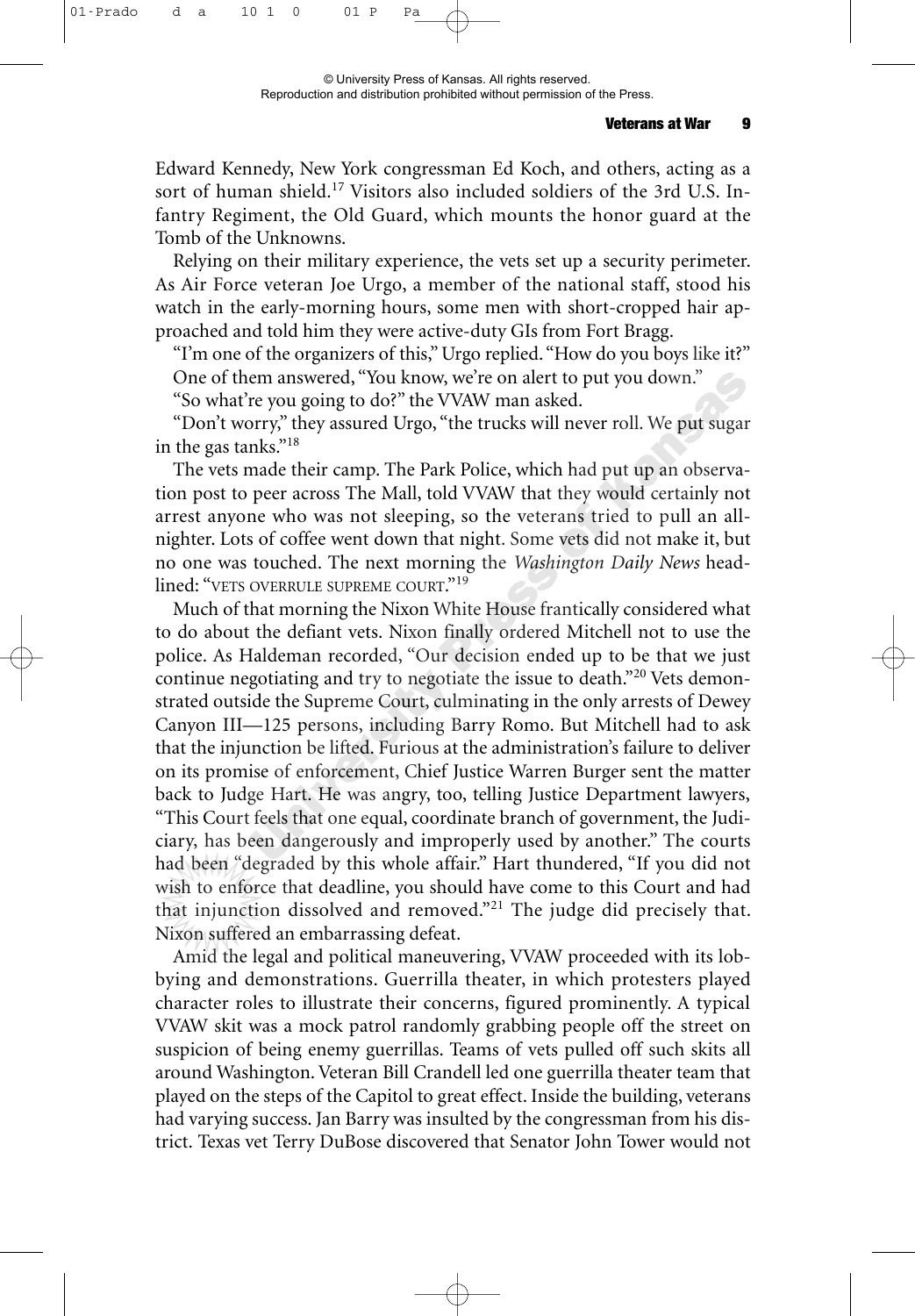Edward Kennedy, New York congressman Ed Koch, and others, acting as a sort of human shield.[17] Visitors also included soldiers of the 3rd U.S. Infantry Regiment, the Old Guard, which mounts the honor guard at the Tomb of the Unknowns.

Relying on their military experience, the vets set up a security perimeter. As Air Force veteran Joe Urgo, a member of the national staff, stood his watch in the early-morning hours, some men with short-cropped hair approached and told him they were active-duty GIs from Fort Bragg.

"I'm one of the organizers of this," Urgo replied. "How do you boys like it?"

One of them answered, "You know, we're on alert to put you down."

"So what're you going to do?" the VVAW man asked.

"Don't worry," they assured Urgo, "the trucks will never roll. We put sugar in the gas tanks."[18]

The vets made their camp. The Park Police, which had put up an observation post to peer across The Mall, told VVAW that they would certainly not arrest anyone who was not sleeping, so the veterans tried to pull an all-nighter. Lots of coffee went down that night. Some vets did not make it, but no one was touched. The next morning the *Washington Daily News* headlined: "VETS OVERRULE SUPREME COURT."[19]

Much of that morning the Nixon White House frantically considered what to do about the defiant vets. Nixon finally ordered Mitchell not to use the police. As Haldeman recorded, "Our decision ended up to be that we just continue negotiating and try to negotiate the issue to death."[20] Vets demonstrated outside the Supreme Court, culminating in the only arrests of Dewey Canyon III—125 persons, including Barry Romo. But Mitchell had to ask that the injunction be lifted. Furious at the administration's failure to deliver on its promise of enforcement, Chief Justice Warren Burger sent the matter back to Judge Hart. He was angry, too, telling Justice Department lawyers, "This Court feels that one equal, coordinate branch of government, the Judiciary, has been dangerously and improperly used by another." The courts had been "degraded by this whole affair." Hart thundered, "If you did not wish to enforce that deadline, you should have come to this Court and had that injunction dissolved and removed."[21] The judge did precisely that. Nixon suffered an embarrassing defeat.

Amid the legal and political maneuvering, VVAW proceeded with its lobbying and demonstrations. Guerrilla theater, in which protesters played character roles to illustrate their concerns, figured prominently. A typical VVAW skit was a mock patrol randomly grabbing people off the street on suspicion of being enemy guerrillas. Teams of vets pulled off such skits all around Washington. Veteran Bill Crandell led one guerrilla theater team that played on the steps of the Capitol to great effect. Inside the building, veterans had varying success. Jan Barry was insulted by the congressman from his district. Texas vet Terry DuBose discovered that Senator John Tower would not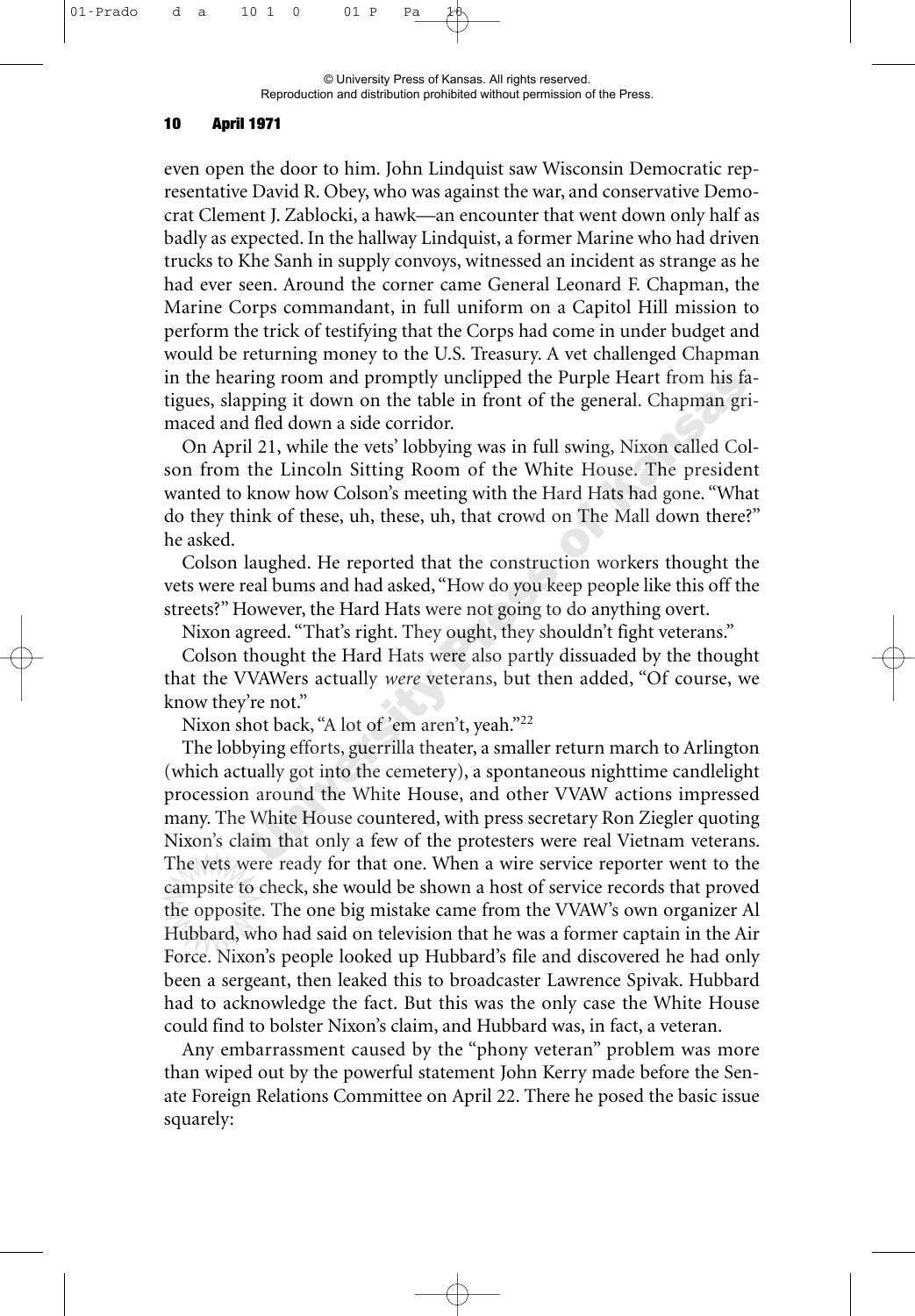even open the door to him. John Lindquist saw Wisconsin Democratic representative David R. Obey, who was against the war, and conservative Democrat Clement J. Zablocki, a hawk—an encounter that went down only half as badly as expected. In the hallway Lindquist, a former Marine who had driven trucks to Khe Sanh in supply convoys, witnessed an incident as strange as he had ever seen. Around the corner came General Leonard F. Chapman, the Marine Corps commandant, in full uniform on a Capitol Hill mission to perform the trick of testifying that the Corps had come in under budget and would be returning money to the U.S. Treasury. A vet challenged Chapman in the hearing room and promptly unclipped the Purple Heart from his fatigues, slapping it down on the table in front of the general. Chapman grimaced and fled down a side corridor.

On April 21, while the vets' lobbying was in full swing, Nixon called Colson from the Lincoln Sitting Room of the White House. The president wanted to know how Colson's meeting with the Hard Hats had gone. "What do they think of these, uh, these, uh, that crowd on The Mall down there?" he asked.

Colson laughed. He reported that the construction workers thought the vets were real bums and had asked, "How do you keep people like this off the streets?" However, the Hard Hats were not going to do anything overt.

Nixon agreed. "That's right. They ought, they shouldn't fight veterans."

Colson thought the Hard Hats were also partly dissuaded by the thought that the VVAWers actually *were* veterans, but then added, "Of course, we know they're not."

Nixon shot back, "A lot of 'em aren't, yeah."[22]

The lobbying efforts, guerrilla theater, a smaller return march to Arlington (which actually got into the cemetery), a spontaneous nighttime candlelight procession around the White House, and other VVAW actions impressed many. The White House countered, with press secretary Ron Ziegler quoting Nixon's claim that only a few of the protesters were real Vietnam veterans. The vets were ready for that one. When a wire service reporter went to the campsite to check, she would be shown a host of service records that proved the opposite. The one big mistake came from the VVAW's own organizer Al Hubbard, who had said on television that he was a former captain in the Air Force. Nixon's people looked up Hubbard's file and discovered he had only been a sergeant, then leaked this to broadcaster Lawrence Spivak. Hubbard had to acknowledge the fact. But this was the only case the White House could find to bolster Nixon's claim, and Hubbard was, in fact, a veteran.

Any embarrassment caused by the "phony veteran" problem was more than wiped out by the powerful statement John Kerry made before the Senate Foreign Relations Committee on April 22. There he posed the basic issue squarely: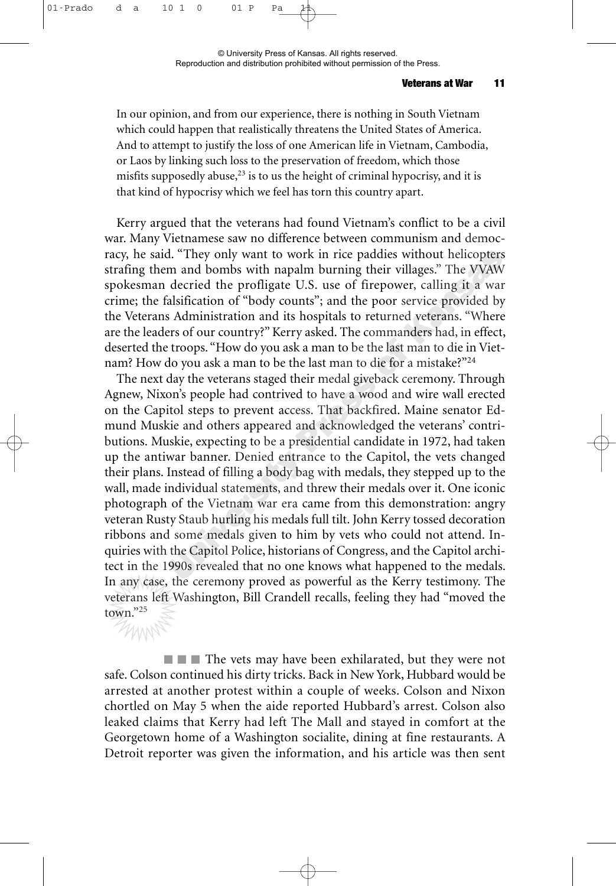> In our opinion, and from our experience, there is nothing in South Vietnam which could happen that realistically threatens the United States of America. And to attempt to justify the loss of one American life in Vietnam, Cambodia, or Laos by linking such loss to the preservation of freedom, which those misfits supposedly abuse,[23] is to us the height of criminal hypocrisy, and it is that kind of hypocrisy which we feel has torn this country apart.

Kerry argued that the veterans had found Vietnam's conflict to be a civil war. Many Vietnamese saw no difference between communism and democracy, he said. "They only want to work in rice paddies without helicopters strafing them and bombs with napalm burning their villages." The VVAW spokesman decried the profligate U.S. use of firepower, calling it a war crime; the falsification of "body counts"; and the poor service provided by the Veterans Administration and its hospitals to returned veterans. "Where are the leaders of our country?" Kerry asked. The commanders had, in effect, deserted the troops. "How do you ask a man to be the last man to die in Vietnam? How do you ask a man to be the last man to die for a mistake?"[24]

The next day the veterans staged their medal giveback ceremony. Through Agnew, Nixon's people had contrived to have a wood and wire wall erected on the Capitol steps to prevent access. That backfired. Maine senator Edmund Muskie and others appeared and acknowledged the veterans' contributions. Muskie, expecting to be a presidential candidate in 1972, had taken up the antiwar banner. Denied entrance to the Capitol, the vets changed their plans. Instead of filling a body bag with medals, they stepped up to the wall, made individual statements, and threw their medals over it. One iconic photograph of the Vietnam war era came from this demonstration: angry veteran Rusty Staub hurling his medals full tilt. John Kerry tossed decoration ribbons and some medals given to him by vets who could not attend. Inquiries with the Capitol Police, historians of Congress, and the Capitol architect in the 1990s revealed that no one knows what happened to the medals. In any case, the ceremony proved as powerful as the Kerry testimony. The veterans left Washington, Bill Crandell recalls, feeling they had "moved the town."[25]

■ ■ ■ The vets may have been exhilarated, but they were not safe. Colson continued his dirty tricks. Back in New York, Hubbard would be arrested at another protest within a couple of weeks. Colson and Nixon chortled on May 5 when the aide reported Hubbard's arrest. Colson also leaked claims that Kerry had left The Mall and stayed in comfort at the Georgetown home of a Washington socialite, dining at fine restaurants. A Detroit reporter was given the information, and his article was then sent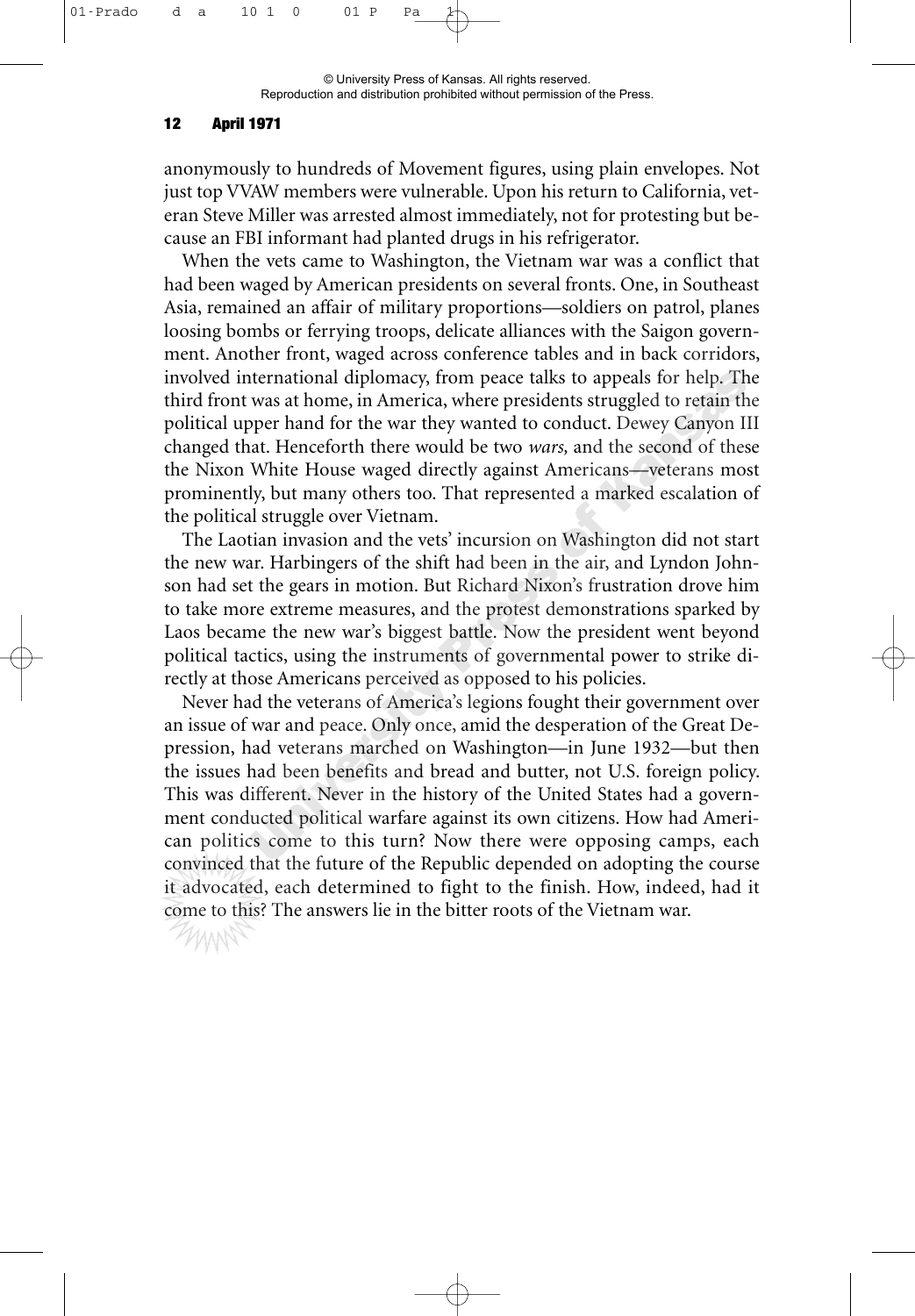anonymously to hundreds of Movement figures, using plain envelopes. Not just top VVAW members were vulnerable. Upon his return to California, veteran Steve Miller was arrested almost immediately, not for protesting but because an FBI informant had planted drugs in his refrigerator.

When the vets came to Washington, the Vietnam war was a conflict that had been waged by American presidents on several fronts. One, in Southeast Asia, remained an affair of military proportions—soldiers on patrol, planes loosing bombs or ferrying troops, delicate alliances with the Saigon government. Another front, waged across conference tables and in back corridors, involved international diplomacy, from peace talks to appeals for help. The third front was at home, in America, where presidents struggled to retain the political upper hand for the war they wanted to conduct. Dewey Canyon III changed that. Henceforth there would be two *wars,* and the second of these the Nixon White House waged directly against Americans—veterans most prominently, but many others too. That represented a marked escalation of the political struggle over Vietnam.

The Laotian invasion and the vets' incursion on Washington did not start the new war. Harbingers of the shift had been in the air, and Lyndon Johnson had set the gears in motion. But Richard Nixon's frustration drove him to take more extreme measures, and the protest demonstrations sparked by Laos became the new war's biggest battle. Now the president went beyond political tactics, using the instruments of governmental power to strike directly at those Americans perceived as opposed to his policies.

Never had the veterans of America's legions fought their government over an issue of war and peace. Only once, amid the desperation of the Great Depression, had veterans marched on Washington—in June 1932—but then the issues had been benefits and bread and butter, not U.S. foreign policy. This was different. Never in the history of the United States had a government conducted political warfare against its own citizens. How had American politics come to this turn? Now there were opposing camps, each convinced that the future of the Republic depended on adopting the course it advocated, each determined to fight to the finish. How, indeed, had it come to this? The answers lie in the bitter roots of the Vietnam war.